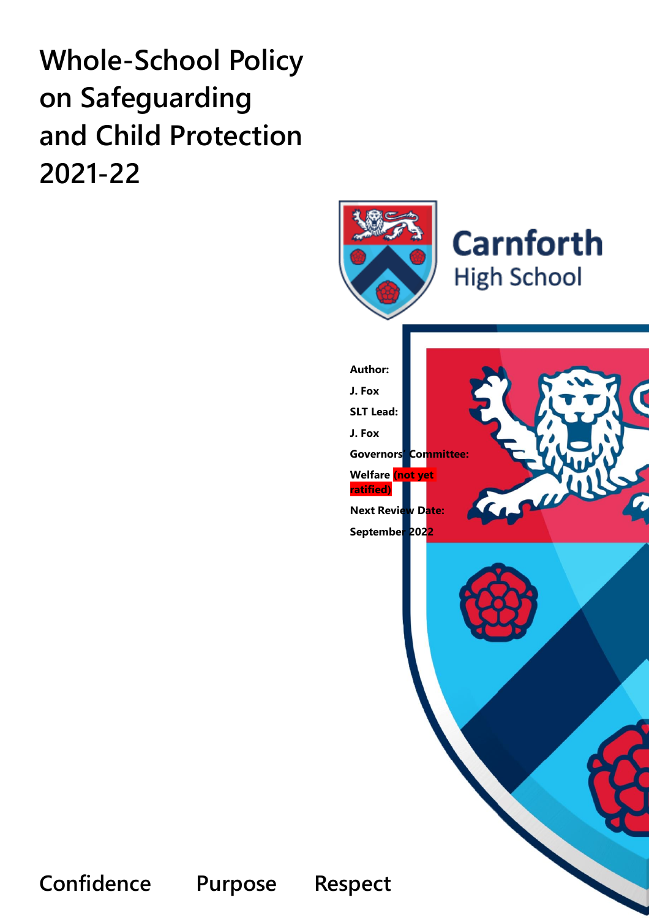# Whole-School Policy on Safeguarding and Child Protection 2021-22

Carnforth High School

**Author:**

**J. Fox**

**SLT Lead:**

**J. Fox**

**Governors' Committee:**

**Welfare (not yet ratified)**

**Next Review Date:**

**September 2022**

Confidence Purpose Respect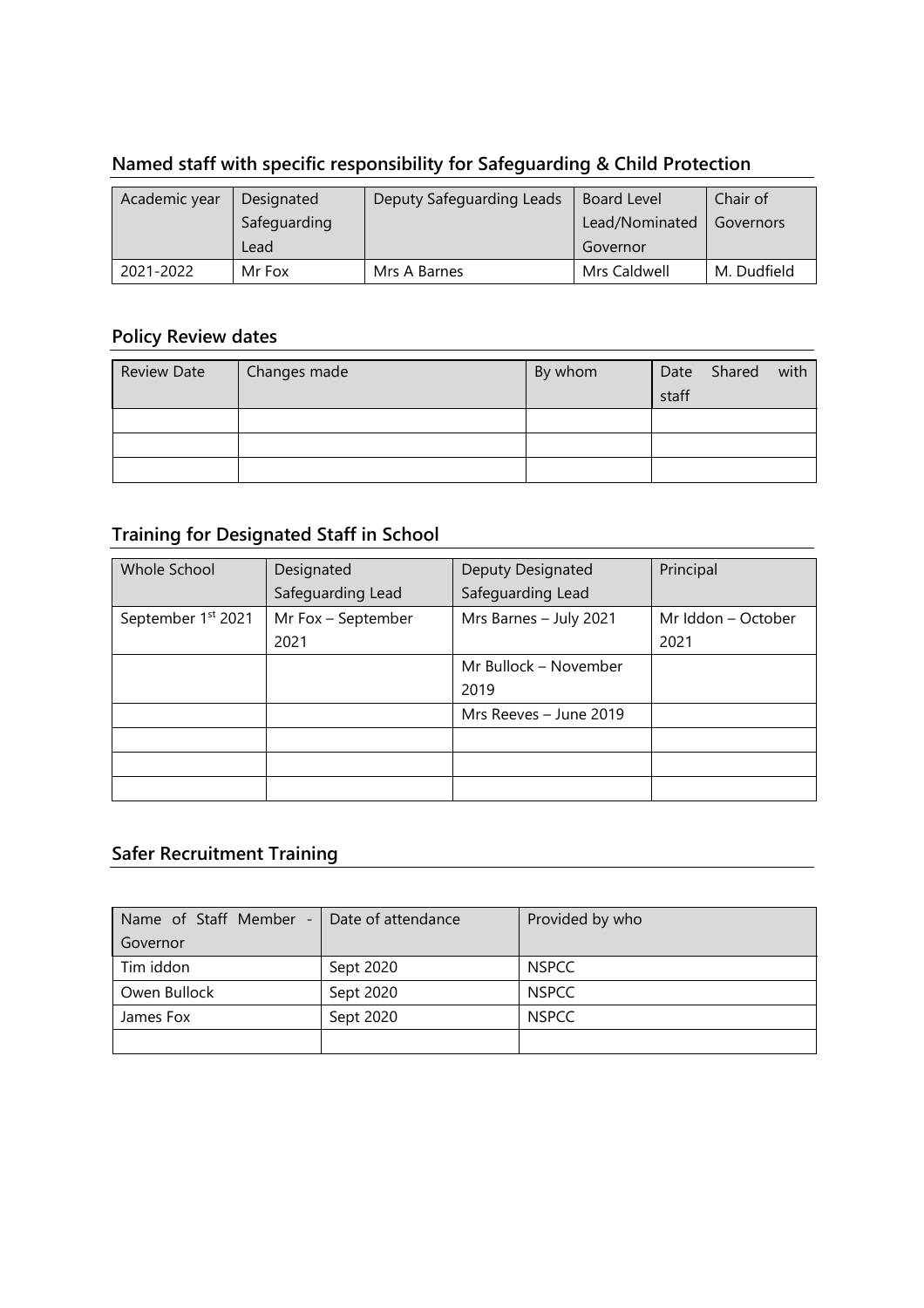## Named staff with specific responsibility for Safeguarding & Child Protection

| Academic year | Designated Safeguarding Lead | Deputy Safeguarding Leads | Board Level Lead/Nominated Governor | Chair of Governors |
|---|---|---|---|---|
| 2021-2022 | Mr Fox | Mrs A Barnes | Mrs Caldwell | M. Dudfield |

## Policy Review dates

| Review Date | Changes made | By whom | Date Shared with staff |
|---|---|---|---|
| | | | |
| | | | |
| | | | |

## Training for Designated Staff in School

| Whole School | Designated Safeguarding Lead | Deputy Designated Safeguarding Lead | Principal |
|---|---|---|---|
| September 1st 2021 | Mr Fox – September 2021 | Mrs Barnes – July 2021 | Mr Iddon – October 2021 |
| | | Mr Bullock – November 2019 | |
| | | Mrs Reeves – June 2019 | |
| | | | |
| | | | |
| | | | |

## Safer Recruitment Training

| Name of Staff Member - Governor | Date of attendance | Provided by who |
|---|---|---|
| Tim iddon | Sept 2020 | NSPCC |
| Owen Bullock | Sept 2020 | NSPCC |
| James Fox | Sept 2020 | NSPCC |
| | | |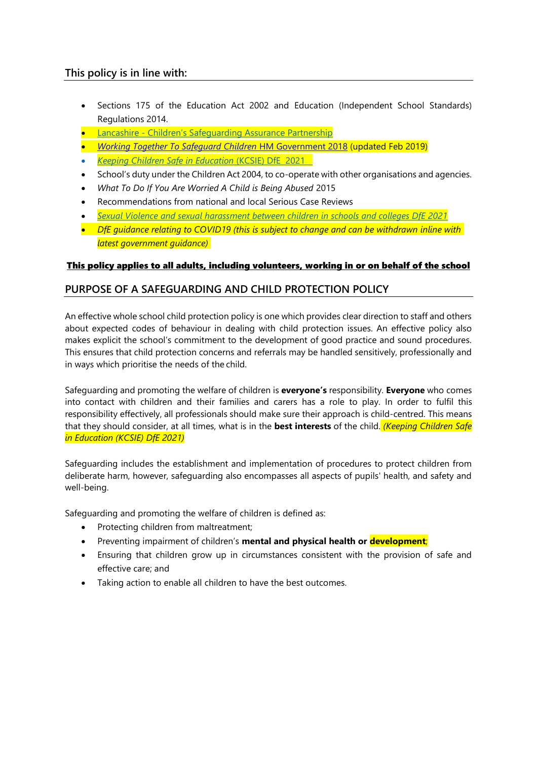## This policy is in line with:

- Sections 175 of the Education Act 2002 and Education (Independent School Standards) Regulations 2014.
- Lancashire - Children's Safeguarding Assurance Partnership
- *Working Together To Safeguard Children* HM Government 2018 (updated Feb 2019)
- *Keeping Children Safe in Education* (KCSIE) DfE 2021
- School's duty under the Children Act 2004, to co-operate with other organisations and agencies.
- *What To Do If You Are Worried A Child is Being Abused* 2015
- Recommendations from national and local Serious Case Reviews
- *Sexual Violence and sexual harassment between children in schools and colleges DfE 2021*
- *DfE guidance relating to COVID19 (this is subject to change and can be withdrawn inline with latest government guidance)*

**This policy applies to all adults, including volunteers, working in or on behalf of the school**

## PURPOSE OF A SAFEGUARDING AND CHILD PROTECTION POLICY

An effective whole school child protection policy is one which provides clear direction to staff and others about expected codes of behaviour in dealing with child protection issues. An effective policy also makes explicit the school's commitment to the development of good practice and sound procedures. This ensures that child protection concerns and referrals may be handled sensitively, professionally and in ways which prioritise the needs of the child.

Safeguarding and promoting the welfare of children is **everyone's** responsibility. **Everyone** who comes into contact with children and their families and carers has a role to play. In order to fulfil this responsibility effectively, all professionals should make sure their approach is child-centred. This means that they should consider, at all times, what is in the **best interests** of the child. *(Keeping Children Safe in Education (KCSIE) DfE 2021)*

Safeguarding includes the establishment and implementation of procedures to protect children from deliberate harm, however, safeguarding also encompasses all aspects of pupils' health, and safety and well-being.

Safeguarding and promoting the welfare of children is defined as:

- Protecting children from maltreatment;
- Preventing impairment of children's **mental and physical health or development**;
- Ensuring that children grow up in circumstances consistent with the provision of safe and effective care; and
- Taking action to enable all children to have the best outcomes.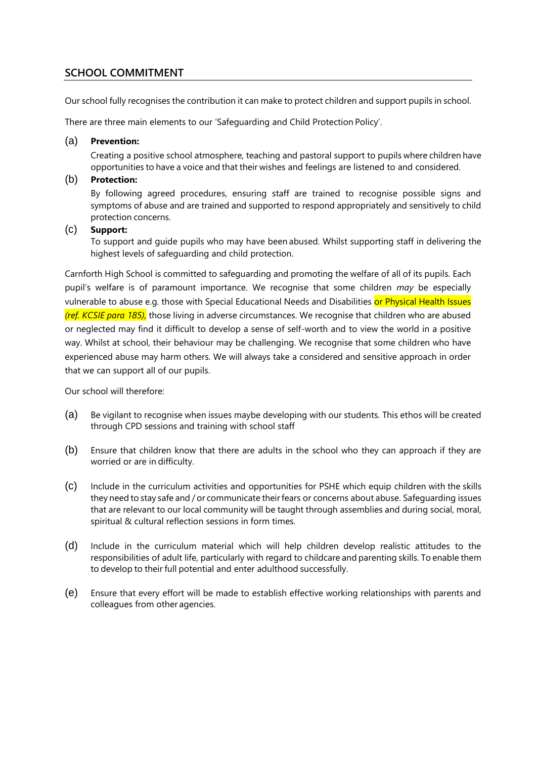## SCHOOL COMMITMENT

Our school fully recognises the contribution it can make to protect children and support pupils in school.

There are three main elements to our 'Safeguarding and Child Protection Policy'.

(a) **Prevention:**

Creating a positive school atmosphere, teaching and pastoral support to pupils where children have opportunities to have a voice and that their wishes and feelings are listened to and considered.

(b) **Protection:**

By following agreed procedures, ensuring staff are trained to recognise possible signs and symptoms of abuse and are trained and supported to respond appropriately and sensitively to child protection concerns.

(c) **Support:**

To support and guide pupils who may have been abused. Whilst supporting staff in delivering the highest levels of safeguarding and child protection.

Carnforth High School is committed to safeguarding and promoting the welfare of all of its pupils. Each pupil's welfare is of paramount importance. We recognise that some children *may* be especially vulnerable to abuse e.g. those with Special Educational Needs and Disabilities or Physical Health Issues *(ref. KCSIE para 185),* those living in adverse circumstances. We recognise that children who are abused or neglected may find it difficult to develop a sense of self-worth and to view the world in a positive way. Whilst at school, their behaviour may be challenging. We recognise that some children who have experienced abuse may harm others. We will always take a considered and sensitive approach in order that we can support all of our pupils.

Our school will therefore:

(a) Be vigilant to recognise when issues maybe developing with our students. This ethos will be created through CPD sessions and training with school staff

(b) Ensure that children know that there are adults in the school who they can approach if they are worried or are in difficulty.

(c) Include in the curriculum activities and opportunities for PSHE which equip children with the skills they need to stay safe and / or communicate their fears or concerns about abuse. Safeguarding issues that are relevant to our local community will be taught through assemblies and during social, moral, spiritual & cultural reflection sessions in form times.

(d) Include in the curriculum material which will help children develop realistic attitudes to the responsibilities of adult life, particularly with regard to childcare and parenting skills. To enable them to develop to their full potential and enter adulthood successfully.

(e) Ensure that every effort will be made to establish effective working relationships with parents and colleagues from other agencies.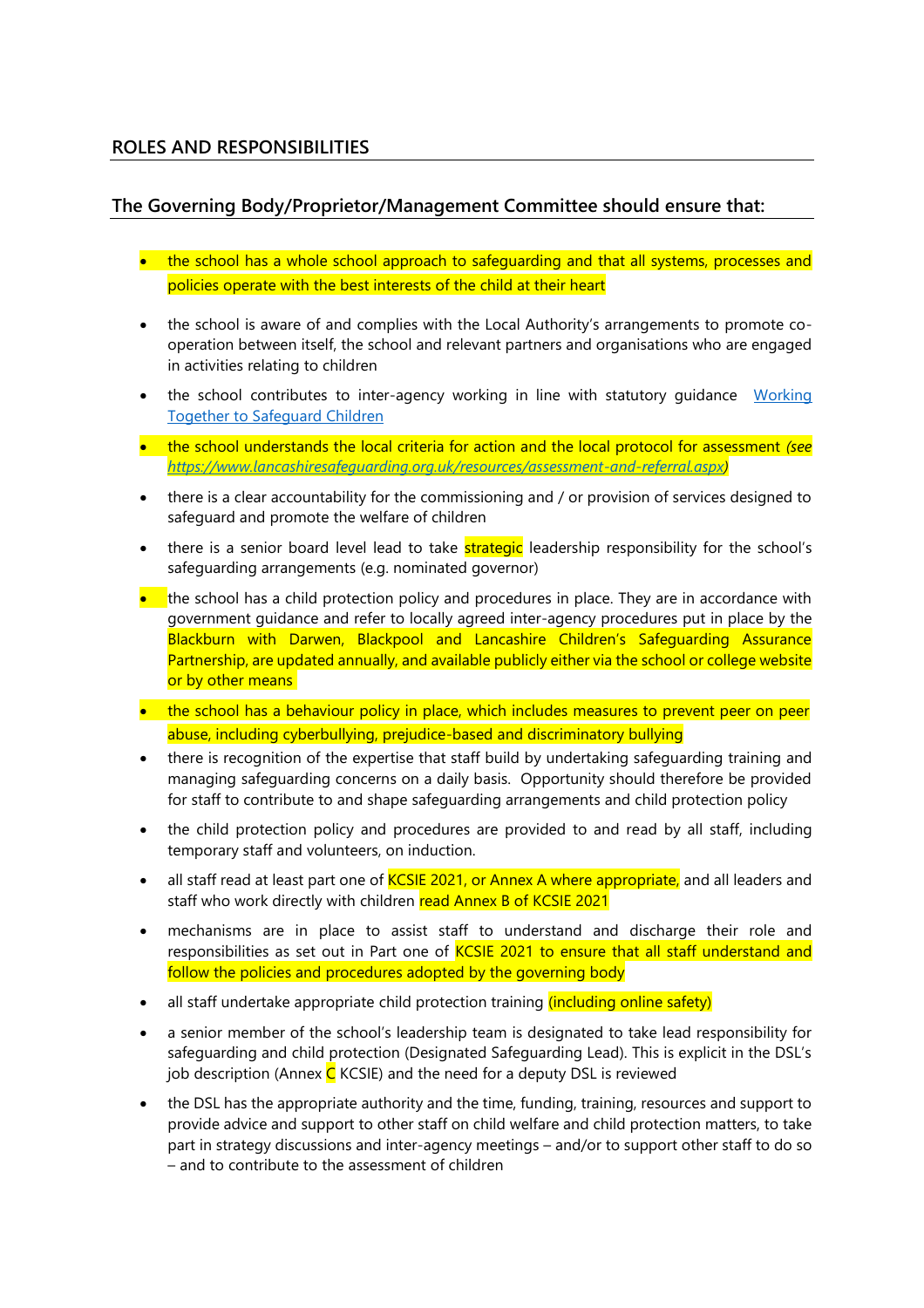## ROLES AND RESPONSIBILITIES

## The Governing Body/Proprietor/Management Committee should ensure that:

- the school has a whole school approach to safeguarding and that all systems, processes and policies operate with the best interests of the child at their heart
- the school is aware of and complies with the Local Authority's arrangements to promote co-operation between itself, the school and relevant partners and organisations who are engaged in activities relating to children
- the school contributes to inter-agency working in line with statutory guidance [Working Together to Safeguard Children]()
- the school understands the local criteria for action and the local protocol for assessment *(see [https://www.lancashiresafeguarding.org.uk/resources/assessment-and-referral.aspx](https://www.lancashiresafeguarding.org.uk/resources/assessment-and-referral.aspx))*
- there is a clear accountability for the commissioning and / or provision of services designed to safeguard and promote the welfare of children
- there is a senior board level lead to take strategic leadership responsibility for the school's safeguarding arrangements (e.g. nominated governor)
- the school has a child protection policy and procedures in place. They are in accordance with government guidance and refer to locally agreed inter-agency procedures put in place by the Blackburn with Darwen, Blackpool and Lancashire Children's Safeguarding Assurance Partnership, are updated annually, and available publicly either via the school or college website or by other means
- the school has a behaviour policy in place, which includes measures to prevent peer on peer abuse, including cyberbullying, prejudice-based and discriminatory bullying
- there is recognition of the expertise that staff build by undertaking safeguarding training and managing safeguarding concerns on a daily basis. Opportunity should therefore be provided for staff to contribute to and shape safeguarding arrangements and child protection policy
- the child protection policy and procedures are provided to and read by all staff, including temporary staff and volunteers, on induction.
- all staff read at least part one of KCSIE 2021, or Annex A where appropriate, and all leaders and staff who work directly with children read Annex B of KCSIE 2021
- mechanisms are in place to assist staff to understand and discharge their role and responsibilities as set out in Part one of KCSIE 2021 to ensure that all staff understand and follow the policies and procedures adopted by the governing body
- all staff undertake appropriate child protection training (including online safety)
- a senior member of the school's leadership team is designated to take lead responsibility for safeguarding and child protection (Designated Safeguarding Lead). This is explicit in the DSL's job description (Annex C KCSIE) and the need for a deputy DSL is reviewed
- the DSL has the appropriate authority and the time, funding, training, resources and support to provide advice and support to other staff on child welfare and child protection matters, to take part in strategy discussions and inter-agency meetings – and/or to support other staff to do so – and to contribute to the assessment of children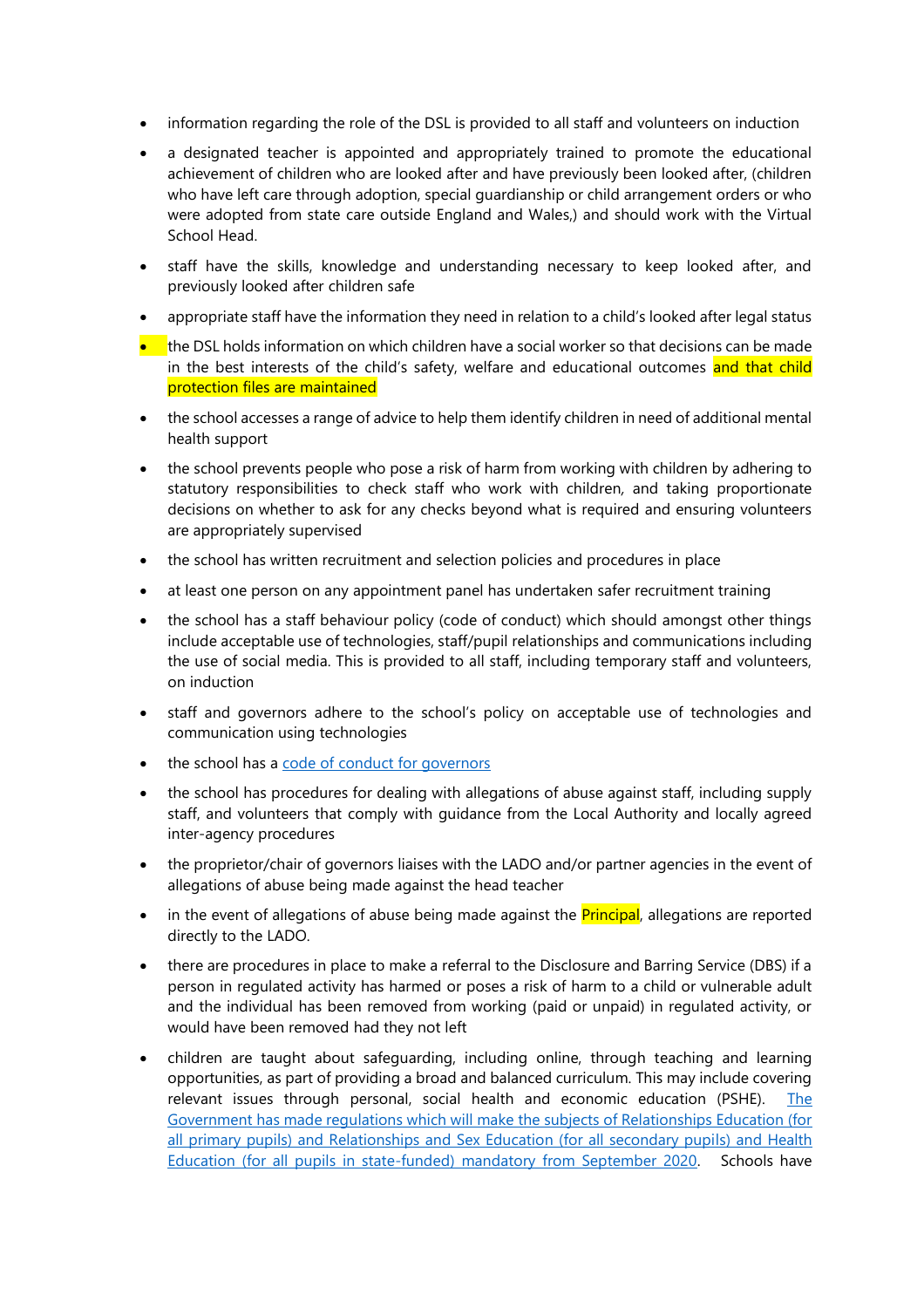- information regarding the role of the DSL is provided to all staff and volunteers on induction
- a designated teacher is appointed and appropriately trained to promote the educational achievement of children who are looked after and have previously been looked after, (children who have left care through adoption, special guardianship or child arrangement orders or who were adopted from state care outside England and Wales,) and should work with the Virtual School Head.
- staff have the skills, knowledge and understanding necessary to keep looked after, and previously looked after children safe
- appropriate staff have the information they need in relation to a child's looked after legal status
- the DSL holds information on which children have a social worker so that decisions can be made in the best interests of the child's safety, welfare and educational outcomes and that child protection files are maintained
- the school accesses a range of advice to help them identify children in need of additional mental health support
- the school prevents people who pose a risk of harm from working with children by adhering to statutory responsibilities to check staff who work with children, and taking proportionate decisions on whether to ask for any checks beyond what is required and ensuring volunteers are appropriately supervised
- the school has written recruitment and selection policies and procedures in place
- at least one person on any appointment panel has undertaken safer recruitment training
- the school has a staff behaviour policy (code of conduct) which should amongst other things include acceptable use of technologies, staff/pupil relationships and communications including the use of social media. This is provided to all staff, including temporary staff and volunteers, on induction
- staff and governors adhere to the school's policy on acceptable use of technologies and communication using technologies
- the school has a code of conduct for governors
- the school has procedures for dealing with allegations of abuse against staff, including supply staff, and volunteers that comply with guidance from the Local Authority and locally agreed inter-agency procedures
- the proprietor/chair of governors liaises with the LADO and/or partner agencies in the event of allegations of abuse being made against the head teacher
- in the event of allegations of abuse being made against the Principal, allegations are reported directly to the LADO.
- there are procedures in place to make a referral to the Disclosure and Barring Service (DBS) if a person in regulated activity has harmed or poses a risk of harm to a child or vulnerable adult and the individual has been removed from working (paid or unpaid) in regulated activity, or would have been removed had they not left
- children are taught about safeguarding, including online, through teaching and learning opportunities, as part of providing a broad and balanced curriculum. This may include covering relevant issues through personal, social health and economic education (PSHE). The Government has made regulations which will make the subjects of Relationships Education (for all primary pupils) and Relationships and Sex Education (for all secondary pupils) and Health Education (for all pupils in state-funded) mandatory from September 2020. Schools have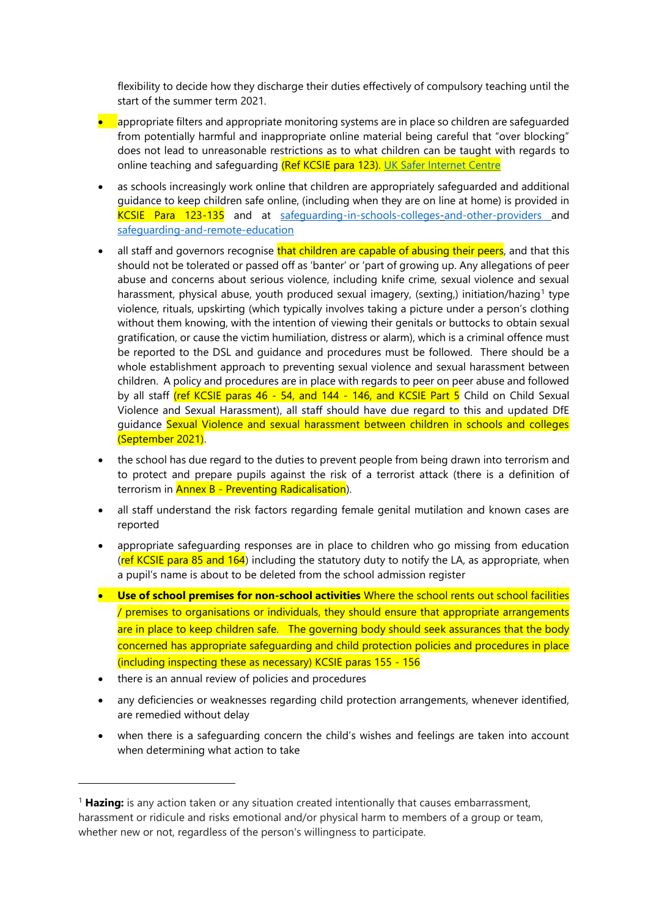flexibility to decide how they discharge their duties effectively of compulsory teaching until the start of the summer term 2021.

- appropriate filters and appropriate monitoring systems are in place so children are safeguarded from potentially harmful and inappropriate online material being careful that “over blocking” does not lead to unreasonable restrictions as to what children can be taught with regards to online teaching and safeguarding (Ref KCSIE para 123). UK Safer Internet Centre
- as schools increasingly work online that children are appropriately safeguarded and additional guidance to keep children safe online, (including when they are on line at home) is provided in KCSIE Para 123-135 and at safeguarding-in-schools-colleges-and-other-providers and safeguarding-and-remote-education
- all staff and governors recognise that children are capable of abusing their peers, and that this should not be tolerated or passed off as ‘banter’ or ‘part of growing up. Any allegations of peer abuse and concerns about serious violence, including knife crime, sexual violence and sexual harassment, physical abuse, youth produced sexual imagery, (sexting,) initiation/hazing[1] type violence, rituals, upskirting (which typically involves taking a picture under a person’s clothing without them knowing, with the intention of viewing their genitals or buttocks to obtain sexual gratification, or cause the victim humiliation, distress or alarm), which is a criminal offence must be reported to the DSL and guidance and procedures must be followed. There should be a whole establishment approach to preventing sexual violence and sexual harassment between children. A policy and procedures are in place with regards to peer on peer abuse and followed by all staff (ref KCSIE paras 46 - 54, and 144 - 146, and KCSIE Part 5 Child on Child Sexual Violence and Sexual Harassment), all staff should have due regard to this and updated DfE guidance Sexual Violence and sexual harassment between children in schools and colleges (September 2021).
- the school has due regard to the duties to prevent people from being drawn into terrorism and to protect and prepare pupils against the risk of a terrorist attack (there is a definition of terrorism in Annex B - Preventing Radicalisation).
- all staff understand the risk factors regarding female genital mutilation and known cases are reported
- appropriate safeguarding responses are in place to children who go missing from education (ref KCSIE para 85 and 164) including the statutory duty to notify the LA, as appropriate, when a pupil’s name is about to be deleted from the school admission register
- **Use of school premises for non-school activities** Where the school rents out school facilities / premises to organisations or individuals, they should ensure that appropriate arrangements are in place to keep children safe. The governing body should seek assurances that the body concerned has appropriate safeguarding and child protection policies and procedures in place (including inspecting these as necessary) KCSIE paras 155 - 156
- there is an annual review of policies and procedures
- any deficiencies or weaknesses regarding child protection arrangements, whenever identified, are remedied without delay
- when there is a safeguarding concern the child’s wishes and feelings are taken into account when determining what action to take

---

[1] **Hazing:** is any action taken or any situation created intentionally that causes embarrassment, harassment or ridicule and risks emotional and/or physical harm to members of a group or team, whether new or not, regardless of the person's willingness to participate.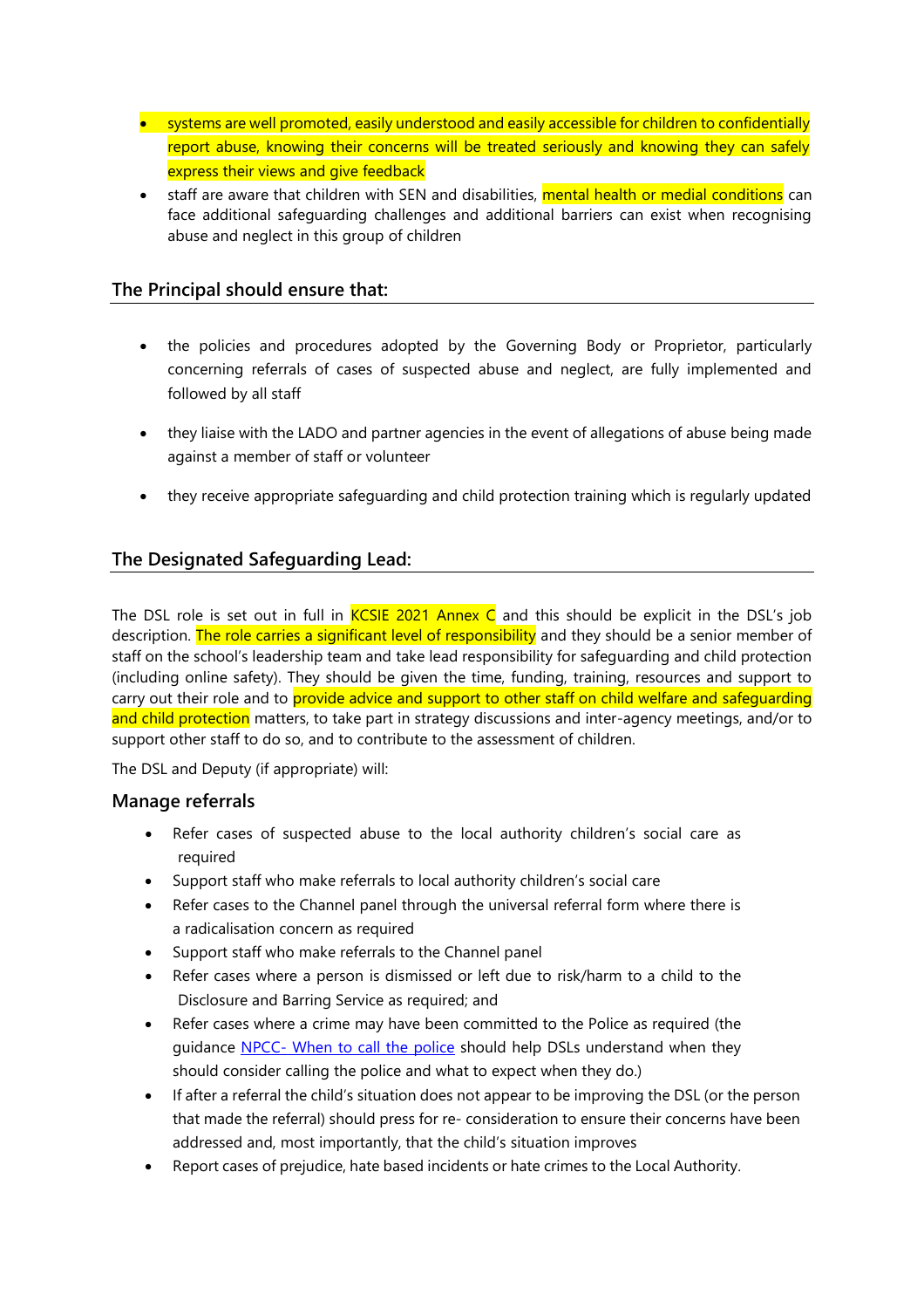- systems are well promoted, easily understood and easily accessible for children to confidentially report abuse, knowing their concerns will be treated seriously and knowing they can safely express their views and give feedback
- staff are aware that children with SEN and disabilities, mental health or medial conditions can face additional safeguarding challenges and additional barriers can exist when recognising abuse and neglect in this group of children

## The Principal should ensure that:

- the policies and procedures adopted by the Governing Body or Proprietor, particularly concerning referrals of cases of suspected abuse and neglect, are fully implemented and followed by all staff
- they liaise with the LADO and partner agencies in the event of allegations of abuse being made against a member of staff or volunteer
- they receive appropriate safeguarding and child protection training which is regularly updated

## The Designated Safeguarding Lead:

The DSL role is set out in full in KCSIE 2021 Annex C and this should be explicit in the DSL's job description. The role carries a significant level of responsibility and they should be a senior member of staff on the school's leadership team and take lead responsibility for safeguarding and child protection (including online safety). They should be given the time, funding, training, resources and support to carry out their role and to provide advice and support to other staff on child welfare and safeguarding and child protection matters, to take part in strategy discussions and inter-agency meetings, and/or to support other staff to do so, and to contribute to the assessment of children.

The DSL and Deputy (if appropriate) will:

### Manage referrals

- Refer cases of suspected abuse to the local authority children's social care as required
- Support staff who make referrals to local authority children's social care
- Refer cases to the Channel panel through the universal referral form where there is a radicalisation concern as required
- Support staff who make referrals to the Channel panel
- Refer cases where a person is dismissed or left due to risk/harm to a child to the Disclosure and Barring Service as required; and
- Refer cases where a crime may have been committed to the Police as required (the guidance NPCC- When to call the police should help DSLs understand when they should consider calling the police and what to expect when they do.)
- If after a referral the child's situation does not appear to be improving the DSL (or the person that made the referral) should press for re- consideration to ensure their concerns have been addressed and, most importantly, that the child's situation improves
- Report cases of prejudice, hate based incidents or hate crimes to the Local Authority.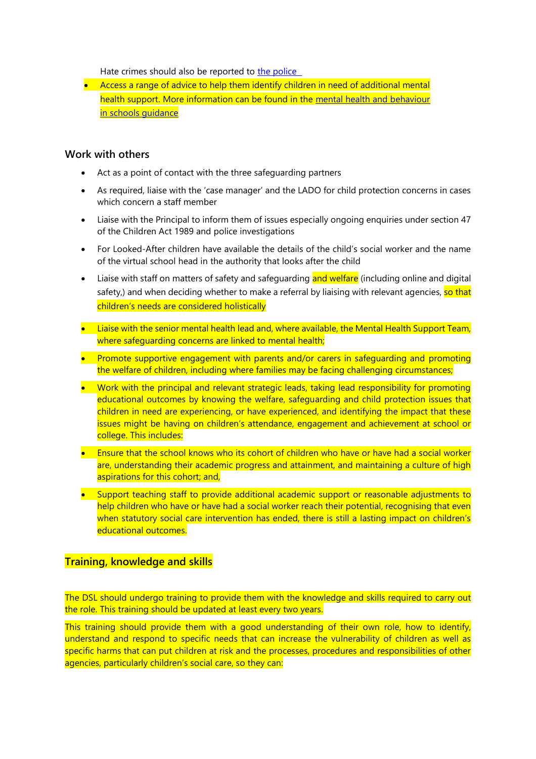Hate crimes should also be reported to [the police](#)

- Access a range of advice to help them identify children in need of additional mental health support. More information can be found in the [mental health and behaviour in schools guidance](#)

## Work with others

- Act as a point of contact with the three safeguarding partners
- As required, liaise with the 'case manager' and the LADO for child protection concerns in cases which concern a staff member
- Liaise with the Principal to inform them of issues especially ongoing enquiries under section 47 of the Children Act 1989 and police investigations
- For Looked-After children have available the details of the child's social worker and the name of the virtual school head in the authority that looks after the child
- Liaise with staff on matters of safety and safeguarding and welfare (including online and digital safety,) and when deciding whether to make a referral by liaising with relevant agencies, so that children's needs are considered holistically
- Liaise with the senior mental health lead and, where available, the Mental Health Support Team, where safeguarding concerns are linked to mental health;
- Promote supportive engagement with parents and/or carers in safeguarding and promoting the welfare of children, including where families may be facing challenging circumstances;
- Work with the principal and relevant strategic leads, taking lead responsibility for promoting educational outcomes by knowing the welfare, safeguarding and child protection issues that children in need are experiencing, or have experienced, and identifying the impact that these issues might be having on children's attendance, engagement and achievement at school or college. This includes:
- Ensure that the school knows who its cohort of children who have or have had a social worker are, understanding their academic progress and attainment, and maintaining a culture of high aspirations for this cohort; and,
- Support teaching staff to provide additional academic support or reasonable adjustments to help children who have or have had a social worker reach their potential, recognising that even when statutory social care intervention has ended, there is still a lasting impact on children's educational outcomes.

## Training, knowledge and skills

The DSL should undergo training to provide them with the knowledge and skills required to carry out the role. This training should be updated at least every two years.

This training should provide them with a good understanding of their own role, how to identify, understand and respond to specific needs that can increase the vulnerability of children as well as specific harms that can put children at risk and the processes, procedures and responsibilities of other agencies, particularly children's social care, so they can: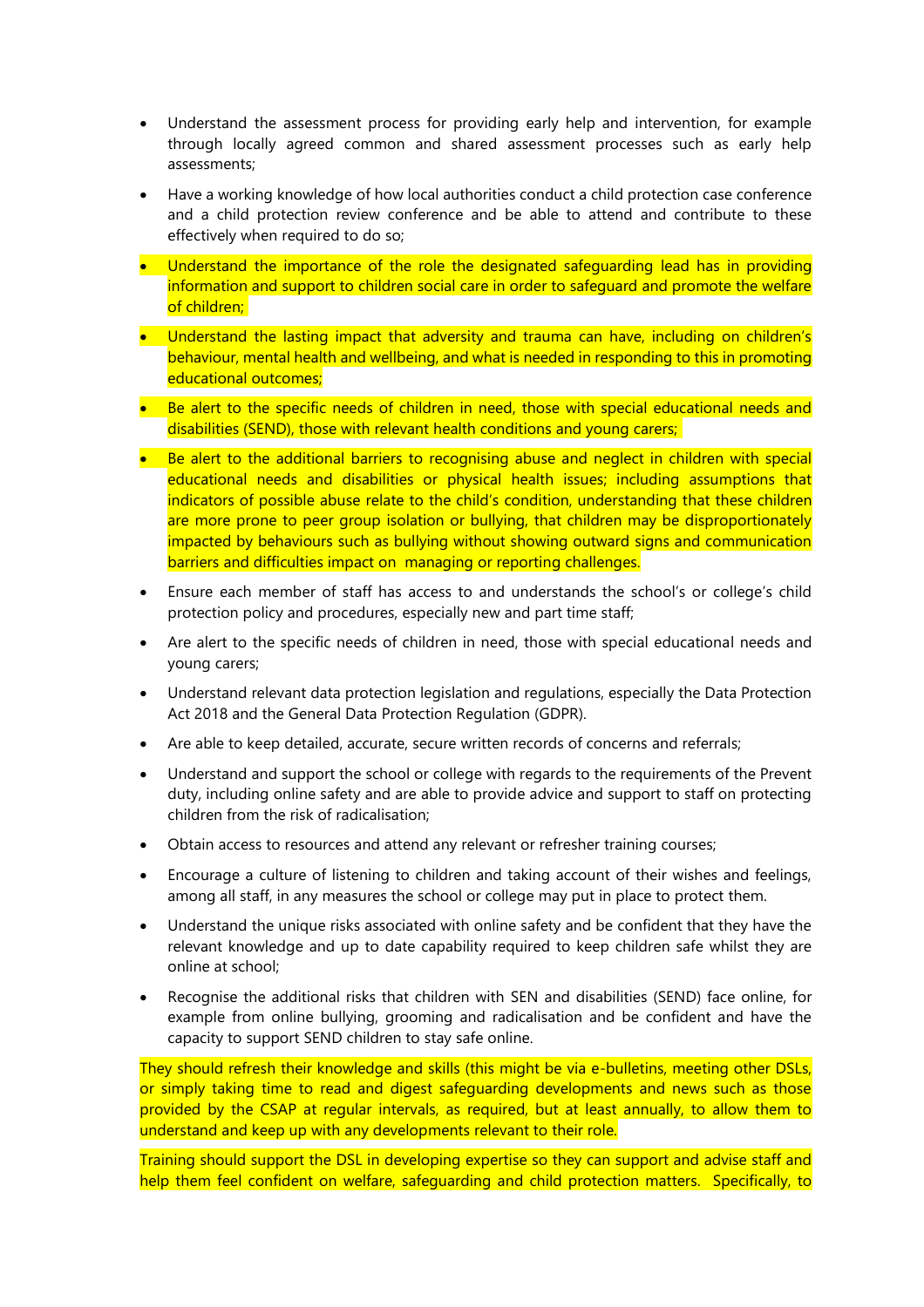- Understand the assessment process for providing early help and intervention, for example through locally agreed common and shared assessment processes such as early help assessments;

- Have a working knowledge of how local authorities conduct a child protection case conference and a child protection review conference and be able to attend and contribute to these effectively when required to do so;

- Understand the importance of the role the designated safeguarding lead has in providing information and support to children social care in order to safeguard and promote the welfare of children;

- Understand the lasting impact that adversity and trauma can have, including on children's behaviour, mental health and wellbeing, and what is needed in responding to this in promoting educational outcomes;

- Be alert to the specific needs of children in need, those with special educational needs and disabilities (SEND), those with relevant health conditions and young carers;

- Be alert to the additional barriers to recognising abuse and neglect in children with special educational needs and disabilities or physical health issues; including assumptions that indicators of possible abuse relate to the child's condition, understanding that these children are more prone to peer group isolation or bullying, that children may be disproportionately impacted by behaviours such as bullying without showing outward signs and communication barriers and difficulties impact on managing or reporting challenges.

- Ensure each member of staff has access to and understands the school's or college's child protection policy and procedures, especially new and part time staff;

- Are alert to the specific needs of children in need, those with special educational needs and young carers;

- Understand relevant data protection legislation and regulations, especially the Data Protection Act 2018 and the General Data Protection Regulation (GDPR).

- Are able to keep detailed, accurate, secure written records of concerns and referrals;

- Understand and support the school or college with regards to the requirements of the Prevent duty, including online safety and are able to provide advice and support to staff on protecting children from the risk of radicalisation;

- Obtain access to resources and attend any relevant or refresher training courses;

- Encourage a culture of listening to children and taking account of their wishes and feelings, among all staff, in any measures the school or college may put in place to protect them.

- Understand the unique risks associated with online safety and be confident that they have the relevant knowledge and up to date capability required to keep children safe whilst they are online at school;

- Recognise the additional risks that children with SEN and disabilities (SEND) face online, for example from online bullying, grooming and radicalisation and be confident and have the capacity to support SEND children to stay safe online.

They should refresh their knowledge and skills (this might be via e-bulletins, meeting other DSLs, or simply taking time to read and digest safeguarding developments and news such as those provided by the CSAP at regular intervals, as required, but at least annually, to allow them to understand and keep up with any developments relevant to their role.

Training should support the DSL in developing expertise so they can support and advise staff and help them feel confident on welfare, safeguarding and child protection matters. Specifically, to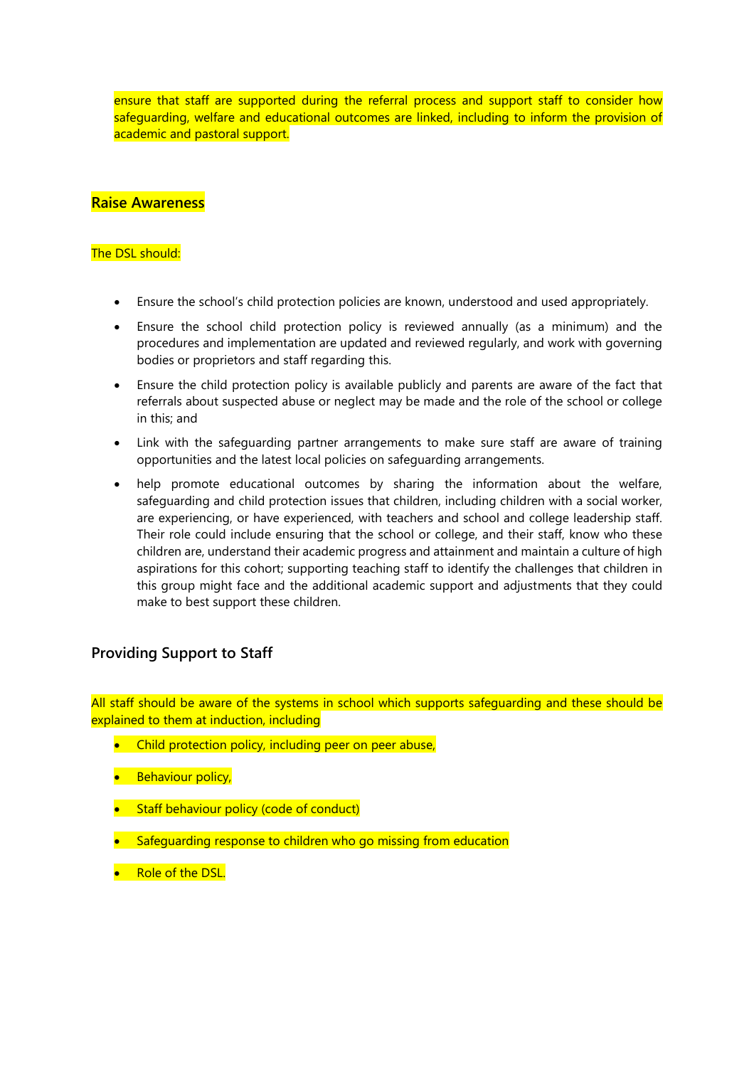ensure that staff are supported during the referral process and support staff to consider how safeguarding, welfare and educational outcomes are linked, including to inform the provision of academic and pastoral support.

### Raise Awareness

The DSL should:

- Ensure the school's child protection policies are known, understood and used appropriately.
- Ensure the school child protection policy is reviewed annually (as a minimum) and the procedures and implementation are updated and reviewed regularly, and work with governing bodies or proprietors and staff regarding this.
- Ensure the child protection policy is available publicly and parents are aware of the fact that referrals about suspected abuse or neglect may be made and the role of the school or college in this; and
- Link with the safeguarding partner arrangements to make sure staff are aware of training opportunities and the latest local policies on safeguarding arrangements.
- help promote educational outcomes by sharing the information about the welfare, safeguarding and child protection issues that children, including children with a social worker, are experiencing, or have experienced, with teachers and school and college leadership staff. Their role could include ensuring that the school or college, and their staff, know who these children are, understand their academic progress and attainment and maintain a culture of high aspirations for this cohort; supporting teaching staff to identify the challenges that children in this group might face and the additional academic support and adjustments that they could make to best support these children.

### Providing Support to Staff

All staff should be aware of the systems in school which supports safeguarding and these should be explained to them at induction, including

- Child protection policy, including peer on peer abuse,
- Behaviour policy,
- Staff behaviour policy (code of conduct)
- Safeguarding response to children who go missing from education
- Role of the DSL.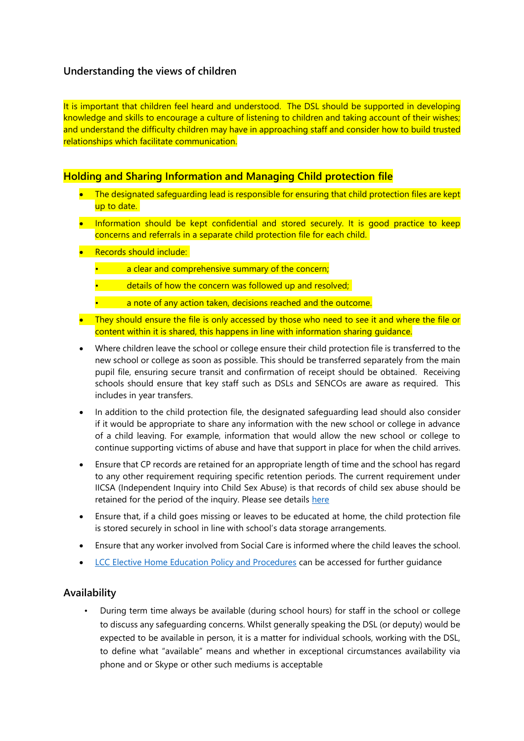### Understanding the views of children

It is important that children feel heard and understood. The DSL should be supported in developing knowledge and skills to encourage a culture of listening to children and taking account of their wishes; and understand the difficulty children may have in approaching staff and consider how to build trusted relationships which facilitate communication.

### Holding and Sharing Information and Managing Child protection file

- The designated safeguarding lead is responsible for ensuring that child protection files are kept up to date.
- Information should be kept confidential and stored securely. It is good practice to keep concerns and referrals in a separate child protection file for each child.
- Records should include:
  - a clear and comprehensive summary of the concern;
  - details of how the concern was followed up and resolved;
  - a note of any action taken, decisions reached and the outcome.
- They should ensure the file is only accessed by those who need to see it and where the file or content within it is shared, this happens in line with information sharing guidance.
- Where children leave the school or college ensure their child protection file is transferred to the new school or college as soon as possible. This should be transferred separately from the main pupil file, ensuring secure transit and confirmation of receipt should be obtained. Receiving schools should ensure that key staff such as DSLs and SENCOs are aware as required. This includes in year transfers.
- In addition to the child protection file, the designated safeguarding lead should also consider if it would be appropriate to share any information with the new school or college in advance of a child leaving. For example, information that would allow the new school or college to continue supporting victims of abuse and have that support in place for when the child arrives.
- Ensure that CP records are retained for an appropriate length of time and the school has regard to any other requirement requiring specific retention periods. The current requirement under IICSA (Independent Inquiry into Child Sex Abuse) is that records of child sex abuse should be retained for the period of the inquiry. Please see details here
- Ensure that, if a child goes missing or leaves to be educated at home, the child protection file is stored securely in school in line with school's data storage arrangements.
- Ensure that any worker involved from Social Care is informed where the child leaves the school.
- LCC Elective Home Education Policy and Procedures can be accessed for further guidance

### Availability

- During term time always be available (during school hours) for staff in the school or college to discuss any safeguarding concerns. Whilst generally speaking the DSL (or deputy) would be expected to be available in person, it is a matter for individual schools, working with the DSL, to define what "available" means and whether in exceptional circumstances availability via phone and or Skype or other such mediums is acceptable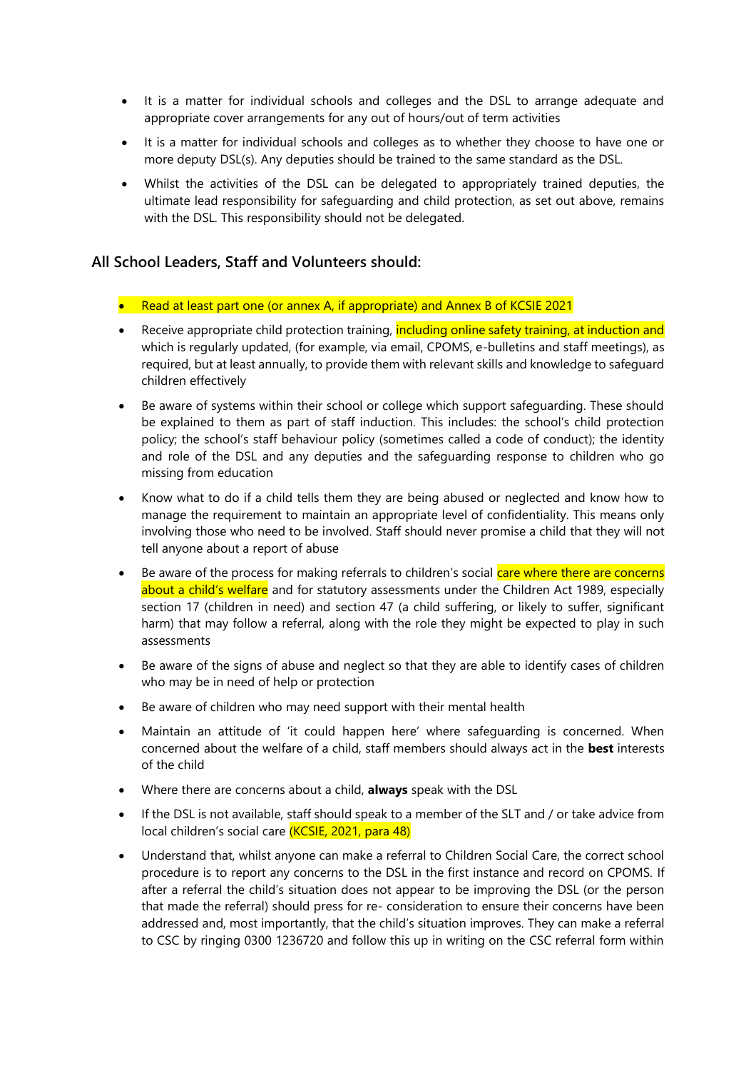- It is a matter for individual schools and colleges and the DSL to arrange adequate and appropriate cover arrangements for any out of hours/out of term activities
- It is a matter for individual schools and colleges as to whether they choose to have one or more deputy DSL(s). Any deputies should be trained to the same standard as the DSL.
- Whilst the activities of the DSL can be delegated to appropriately trained deputies, the ultimate lead responsibility for safeguarding and child protection, as set out above, remains with the DSL. This responsibility should not be delegated.

## All School Leaders, Staff and Volunteers should:

- Read at least part one (or annex A, if appropriate) and Annex B of KCSIE 2021
- Receive appropriate child protection training, including online safety training, at induction and which is regularly updated, (for example, via email, CPOMS, e-bulletins and staff meetings), as required, but at least annually, to provide them with relevant skills and knowledge to safeguard children effectively
- Be aware of systems within their school or college which support safeguarding. These should be explained to them as part of staff induction. This includes: the school's child protection policy; the school's staff behaviour policy (sometimes called a code of conduct); the identity and role of the DSL and any deputies and the safeguarding response to children who go missing from education
- Know what to do if a child tells them they are being abused or neglected and know how to manage the requirement to maintain an appropriate level of confidentiality. This means only involving those who need to be involved. Staff should never promise a child that they will not tell anyone about a report of abuse
- Be aware of the process for making referrals to children's social care where there are concerns about a child's welfare and for statutory assessments under the Children Act 1989, especially section 17 (children in need) and section 47 (a child suffering, or likely to suffer, significant harm) that may follow a referral, along with the role they might be expected to play in such assessments
- Be aware of the signs of abuse and neglect so that they are able to identify cases of children who may be in need of help or protection
- Be aware of children who may need support with their mental health
- Maintain an attitude of 'it could happen here' where safeguarding is concerned. When concerned about the welfare of a child, staff members should always act in the **best** interests of the child
- Where there are concerns about a child, **always** speak with the DSL
- If the DSL is not available, staff should speak to a member of the SLT and / or take advice from local children's social care (KCSIE, 2021, para 48)
- Understand that, whilst anyone can make a referral to Children Social Care, the correct school procedure is to report any concerns to the DSL in the first instance and record on CPOMS. If after a referral the child's situation does not appear to be improving the DSL (or the person that made the referral) should press for re- consideration to ensure their concerns have been addressed and, most importantly, that the child's situation improves. They can make a referral to CSC by ringing 0300 1236720 and follow this up in writing on the CSC referral form within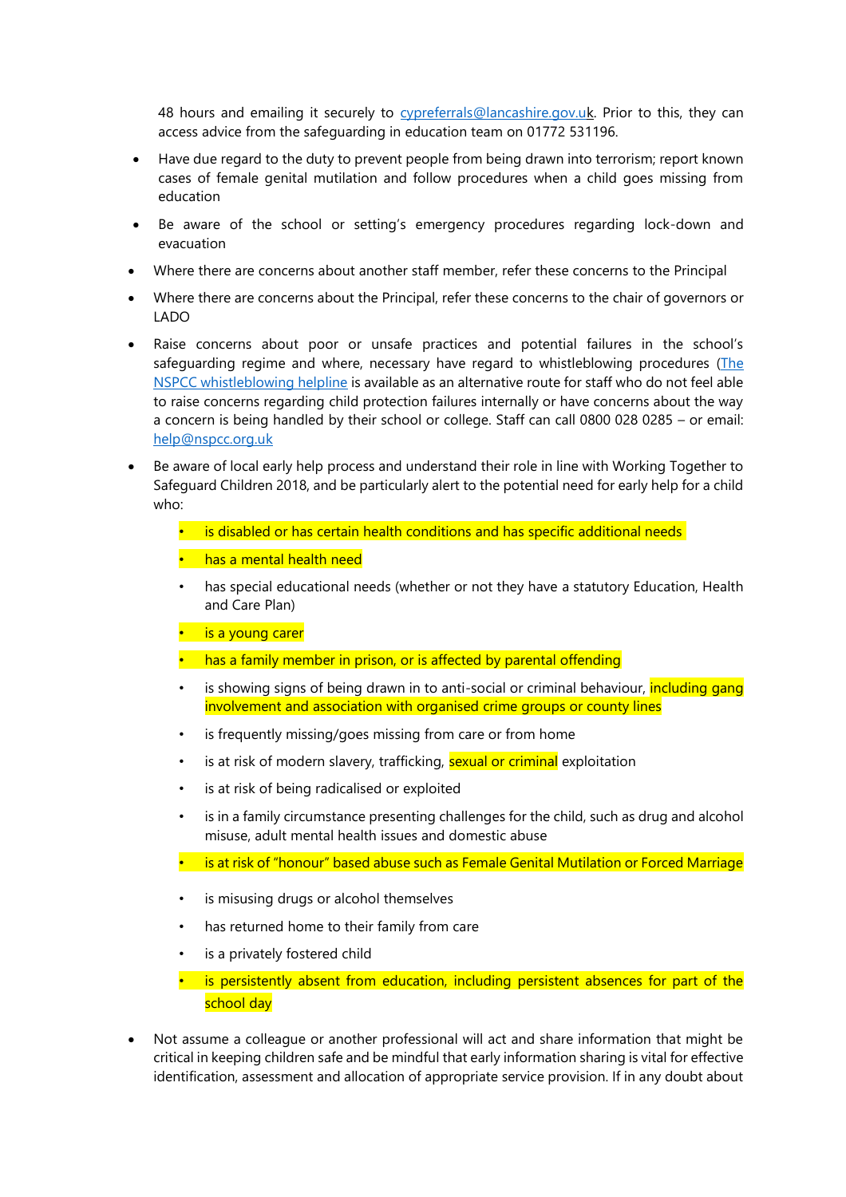48 hours and emailing it securely to cypreferrals@lancashire.gov.uk. Prior to this, they can access advice from the safeguarding in education team on 01772 531196.

- Have due regard to the duty to prevent people from being drawn into terrorism; report known cases of female genital mutilation and follow procedures when a child goes missing from education
- Be aware of the school or setting's emergency procedures regarding lock-down and evacuation
- Where there are concerns about another staff member, refer these concerns to the Principal
- Where there are concerns about the Principal, refer these concerns to the chair of governors or LADO
- Raise concerns about poor or unsafe practices and potential failures in the school's safeguarding regime and where, necessary have regard to whistleblowing procedures (The NSPCC whistleblowing helpline is available as an alternative route for staff who do not feel able to raise concerns regarding child protection failures internally or have concerns about the way a concern is being handled by their school or college. Staff can call 0800 028 0285 – or email: help@nspcc.org.uk
- Be aware of local early help process and understand their role in line with Working Together to Safeguard Children 2018, and be particularly alert to the potential need for early help for a child who:
  - is disabled or has certain health conditions and has specific additional needs
  - has a mental health need
  - has special educational needs (whether or not they have a statutory Education, Health and Care Plan)
  - is a young carer
  - has a family member in prison, or is affected by parental offending
  - is showing signs of being drawn in to anti-social or criminal behaviour, including gang involvement and association with organised crime groups or county lines
  - is frequently missing/goes missing from care or from home
  - is at risk of modern slavery, trafficking, sexual or criminal exploitation
  - is at risk of being radicalised or exploited
  - is in a family circumstance presenting challenges for the child, such as drug and alcohol misuse, adult mental health issues and domestic abuse
  - is at risk of "honour" based abuse such as Female Genital Mutilation or Forced Marriage
  - is misusing drugs or alcohol themselves
  - has returned home to their family from care
  - is a privately fostered child
  - is persistently absent from education, including persistent absences for part of the school day
- Not assume a colleague or another professional will act and share information that might be critical in keeping children safe and be mindful that early information sharing is vital for effective identification, assessment and allocation of appropriate service provision. If in any doubt about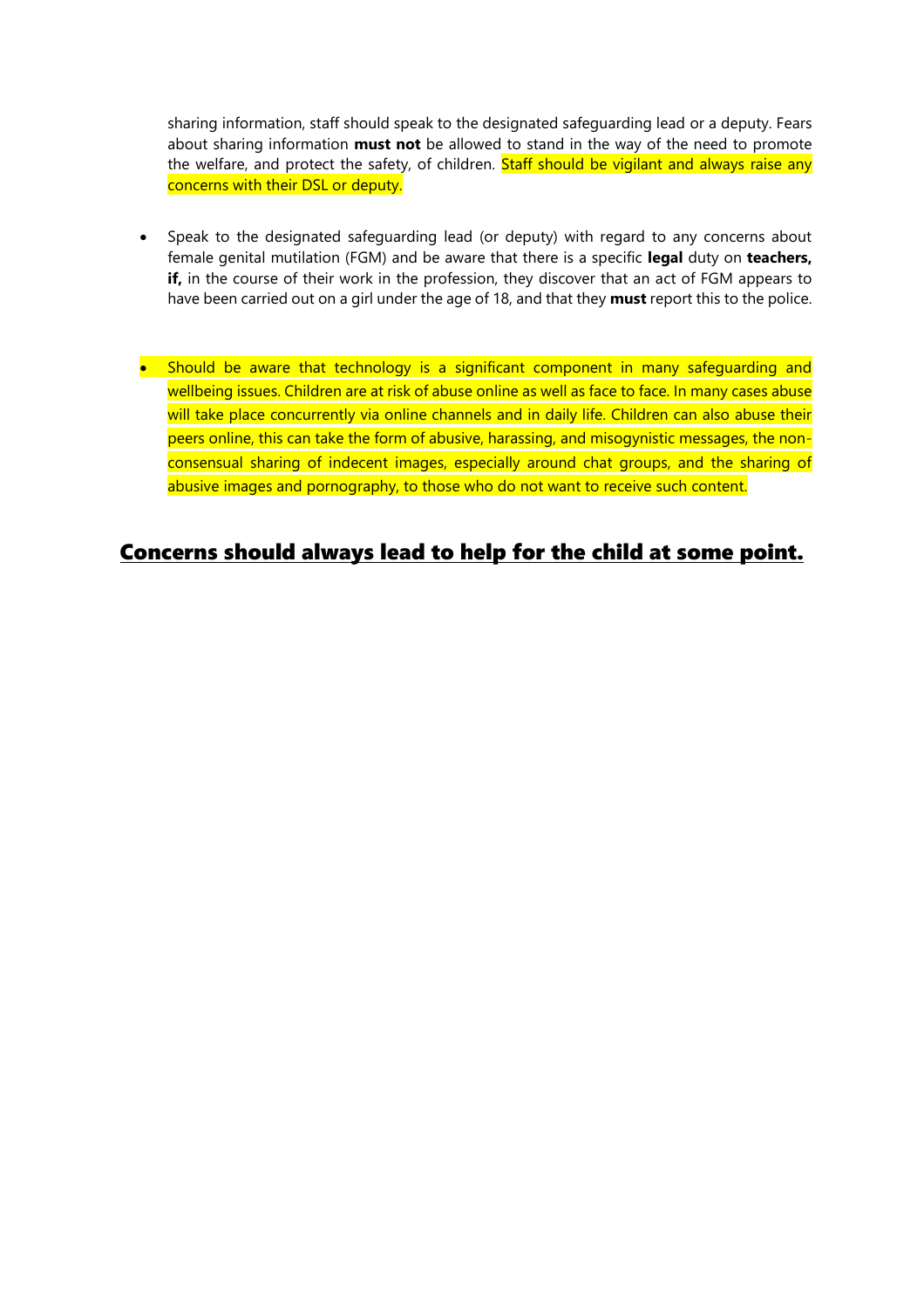sharing information, staff should speak to the designated safeguarding lead or a deputy. Fears about sharing information **must not** be allowed to stand in the way of the need to promote the welfare, and protect the safety, of children. Staff should be vigilant and always raise any concerns with their DSL or deputy.

- Speak to the designated safeguarding lead (or deputy) with regard to any concerns about female genital mutilation (FGM) and be aware that there is a specific **legal** duty on **teachers, if,** in the course of their work in the profession, they discover that an act of FGM appears to have been carried out on a girl under the age of 18, and that they **must** report this to the police.

- Should be aware that technology is a significant component in many safeguarding and wellbeing issues. Children are at risk of abuse online as well as face to face. In many cases abuse will take place concurrently via online channels and in daily life. Children can also abuse their peers online, this can take the form of abusive, harassing, and misogynistic messages, the non-consensual sharing of indecent images, especially around chat groups, and the sharing of abusive images and pornography, to those who do not want to receive such content.

## Concerns should always lead to help for the child at some point.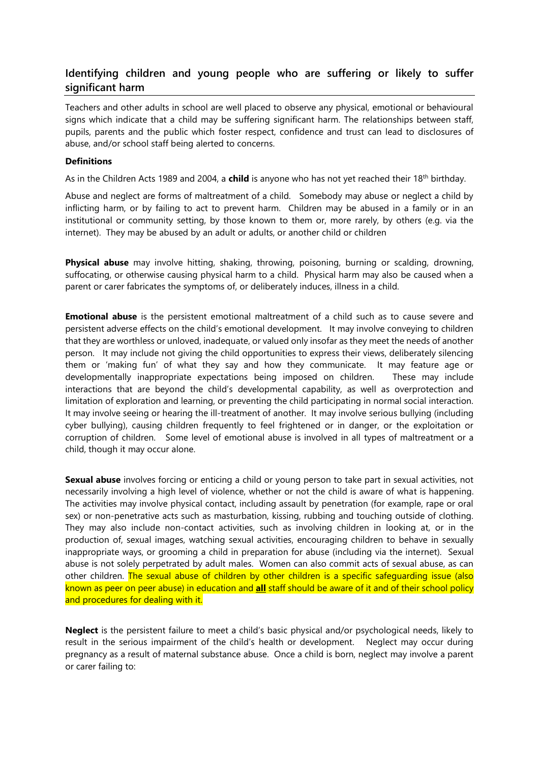## Identifying children and young people who are suffering or likely to suffer significant harm

Teachers and other adults in school are well placed to observe any physical, emotional or behavioural signs which indicate that a child may be suffering significant harm. The relationships between staff, pupils, parents and the public which foster respect, confidence and trust can lead to disclosures of abuse, and/or school staff being alerted to concerns.

**Definitions**

As in the Children Acts 1989 and 2004, a **child** is anyone who has not yet reached their 18th birthday.

Abuse and neglect are forms of maltreatment of a child. Somebody may abuse or neglect a child by inflicting harm, or by failing to act to prevent harm. Children may be abused in a family or in an institutional or community setting, by those known to them or, more rarely, by others (e.g. via the internet). They may be abused by an adult or adults, or another child or children

**Physical abuse** may involve hitting, shaking, throwing, poisoning, burning or scalding, drowning, suffocating, or otherwise causing physical harm to a child. Physical harm may also be caused when a parent or carer fabricates the symptoms of, or deliberately induces, illness in a child.

**Emotional abuse** is the persistent emotional maltreatment of a child such as to cause severe and persistent adverse effects on the child's emotional development. It may involve conveying to children that they are worthless or unloved, inadequate, or valued only insofar as they meet the needs of another person. It may include not giving the child opportunities to express their views, deliberately silencing them or 'making fun' of what they say and how they communicate. It may feature age or developmentally inappropriate expectations being imposed on children. These may include interactions that are beyond the child's developmental capability, as well as overprotection and limitation of exploration and learning, or preventing the child participating in normal social interaction. It may involve seeing or hearing the ill-treatment of another. It may involve serious bullying (including cyber bullying), causing children frequently to feel frightened or in danger, or the exploitation or corruption of children. Some level of emotional abuse is involved in all types of maltreatment or a child, though it may occur alone.

**Sexual abuse** involves forcing or enticing a child or young person to take part in sexual activities, not necessarily involving a high level of violence, whether or not the child is aware of what is happening. The activities may involve physical contact, including assault by penetration (for example, rape or oral sex) or non-penetrative acts such as masturbation, kissing, rubbing and touching outside of clothing. They may also include non-contact activities, such as involving children in looking at, or in the production of, sexual images, watching sexual activities, encouraging children to behave in sexually inappropriate ways, or grooming a child in preparation for abuse (including via the internet). Sexual abuse is not solely perpetrated by adult males. Women can also commit acts of sexual abuse, as can other children. The sexual abuse of children by other children is a specific safeguarding issue (also known as peer on peer abuse) in education and **<u>all</u>** staff should be aware of it and of their school policy and procedures for dealing with it.

**Neglect** is the persistent failure to meet a child's basic physical and/or psychological needs, likely to result in the serious impairment of the child's health or development. Neglect may occur during pregnancy as a result of maternal substance abuse. Once a child is born, neglect may involve a parent or carer failing to: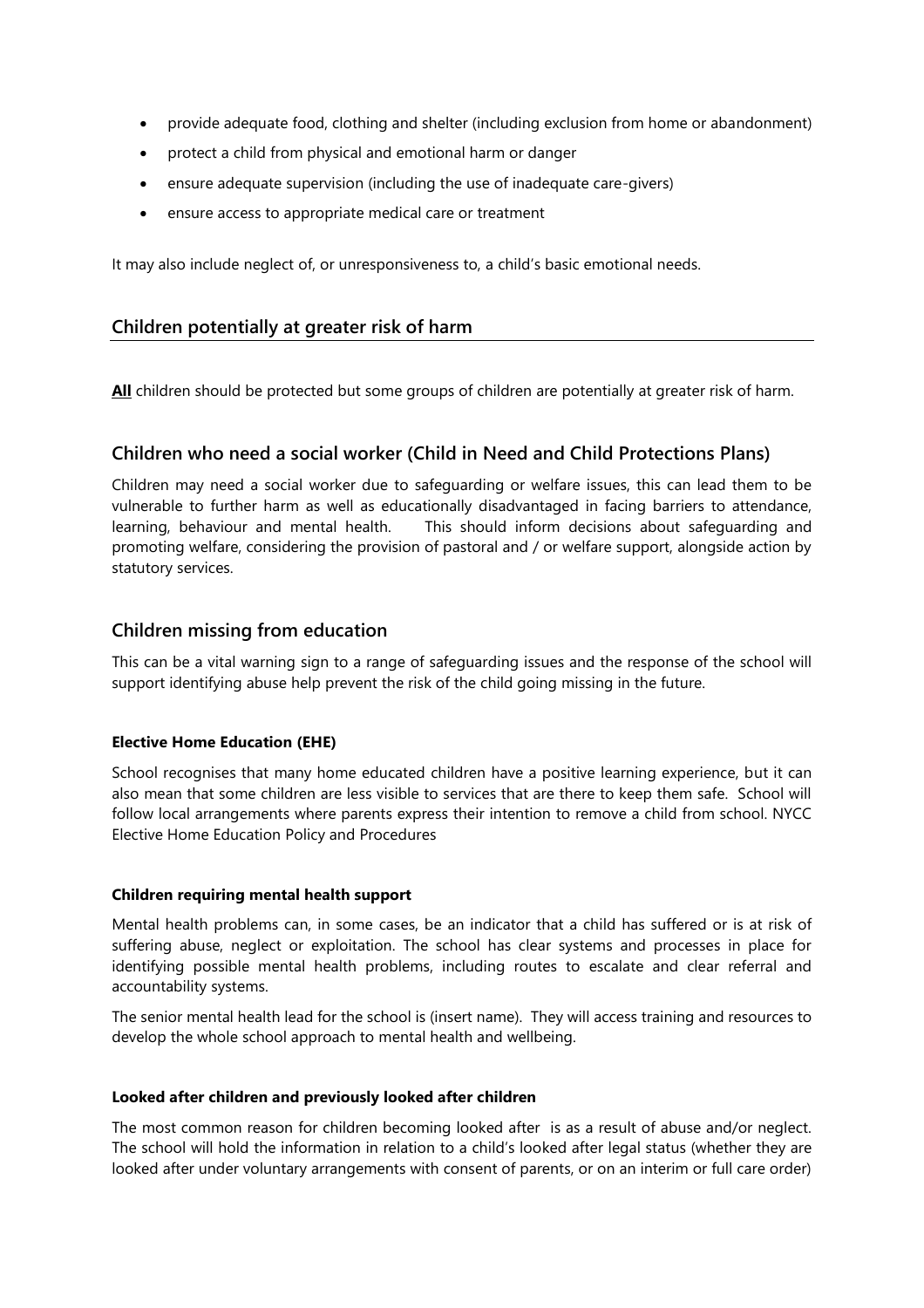- provide adequate food, clothing and shelter (including exclusion from home or abandonment)
- protect a child from physical and emotional harm or danger
- ensure adequate supervision (including the use of inadequate care-givers)
- ensure access to appropriate medical care or treatment

It may also include neglect of, or unresponsiveness to, a child's basic emotional needs.

## Children potentially at greater risk of harm

**All** children should be protected but some groups of children are potentially at greater risk of harm.

## Children who need a social worker (Child in Need and Child Protections Plans)

Children may need a social worker due to safeguarding or welfare issues, this can lead them to be vulnerable to further harm as well as educationally disadvantaged in facing barriers to attendance, learning, behaviour and mental health. This should inform decisions about safeguarding and promoting welfare, considering the provision of pastoral and / or welfare support, alongside action by statutory services.

## Children missing from education

This can be a vital warning sign to a range of safeguarding issues and the response of the school will support identifying abuse help prevent the risk of the child going missing in the future.

#### Elective Home Education (EHE)

School recognises that many home educated children have a positive learning experience, but it can also mean that some children are less visible to services that are there to keep them safe. School will follow local arrangements where parents express their intention to remove a child from school. NYCC Elective Home Education Policy and Procedures

#### Children requiring mental health support

Mental health problems can, in some cases, be an indicator that a child has suffered or is at risk of suffering abuse, neglect or exploitation. The school has clear systems and processes in place for identifying possible mental health problems, including routes to escalate and clear referral and accountability systems.

The senior mental health lead for the school is (insert name). They will access training and resources to develop the whole school approach to mental health and wellbeing.

#### Looked after children and previously looked after children

The most common reason for children becoming looked after is as a result of abuse and/or neglect. The school will hold the information in relation to a child's looked after legal status (whether they are looked after under voluntary arrangements with consent of parents, or on an interim or full care order)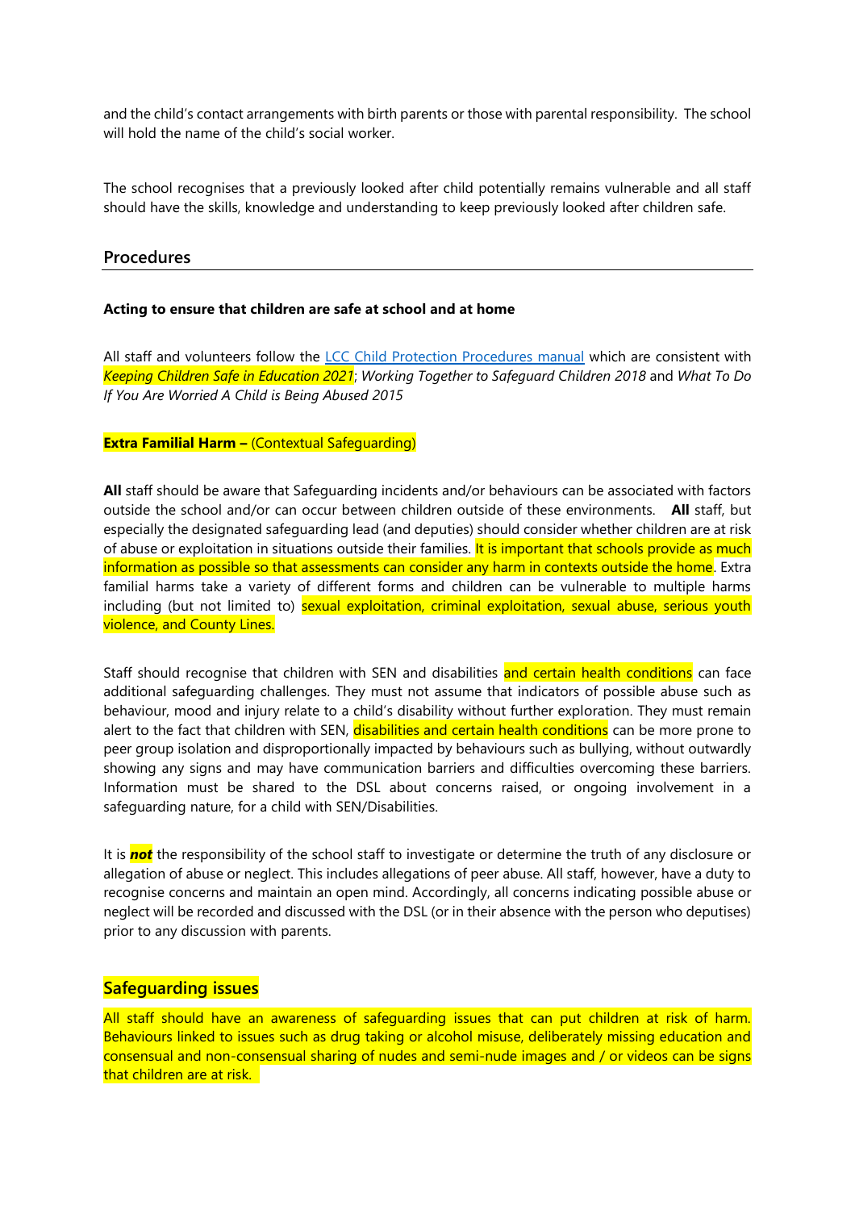and the child's contact arrangements with birth parents or those with parental responsibility. The school will hold the name of the child's social worker.

The school recognises that a previously looked after child potentially remains vulnerable and all staff should have the skills, knowledge and understanding to keep previously looked after children safe.

## Procedures

**Acting to ensure that children are safe at school and at home**

All staff and volunteers follow the [LCC Child Protection Procedures manual](#) which are consistent with *Keeping Children Safe in Education 2021*; *Working Together to Safeguard Children 2018* and *What To Do If You Are Worried A Child is Being Abused 2015*

**Extra Familial Harm –** (Contextual Safeguarding)

**All** staff should be aware that Safeguarding incidents and/or behaviours can be associated with factors outside the school and/or can occur between children outside of these environments. **All** staff, but especially the designated safeguarding lead (and deputies) should consider whether children are at risk of abuse or exploitation in situations outside their families. It is important that schools provide as much information as possible so that assessments can consider any harm in contexts outside the home. Extra familial harms take a variety of different forms and children can be vulnerable to multiple harms including (but not limited to) sexual exploitation, criminal exploitation, sexual abuse, serious youth violence, and County Lines.

Staff should recognise that children with SEN and disabilities and certain health conditions can face additional safeguarding challenges. They must not assume that indicators of possible abuse such as behaviour, mood and injury relate to a child's disability without further exploration. They must remain alert to the fact that children with SEN, disabilities and certain health conditions can be more prone to peer group isolation and disproportionally impacted by behaviours such as bullying, without outwardly showing any signs and may have communication barriers and difficulties overcoming these barriers. Information must be shared to the DSL about concerns raised, or ongoing involvement in a safeguarding nature, for a child with SEN/Disabilities.

It is ***not*** the responsibility of the school staff to investigate or determine the truth of any disclosure or allegation of abuse or neglect. This includes allegations of peer abuse. All staff, however, have a duty to recognise concerns and maintain an open mind. Accordingly, all concerns indicating possible abuse or neglect will be recorded and discussed with the DSL (or in their absence with the person who deputises) prior to any discussion with parents.

## Safeguarding issues

All staff should have an awareness of safeguarding issues that can put children at risk of harm. Behaviours linked to issues such as drug taking or alcohol misuse, deliberately missing education and consensual and non-consensual sharing of nudes and semi-nude images and / or videos can be signs that children are at risk.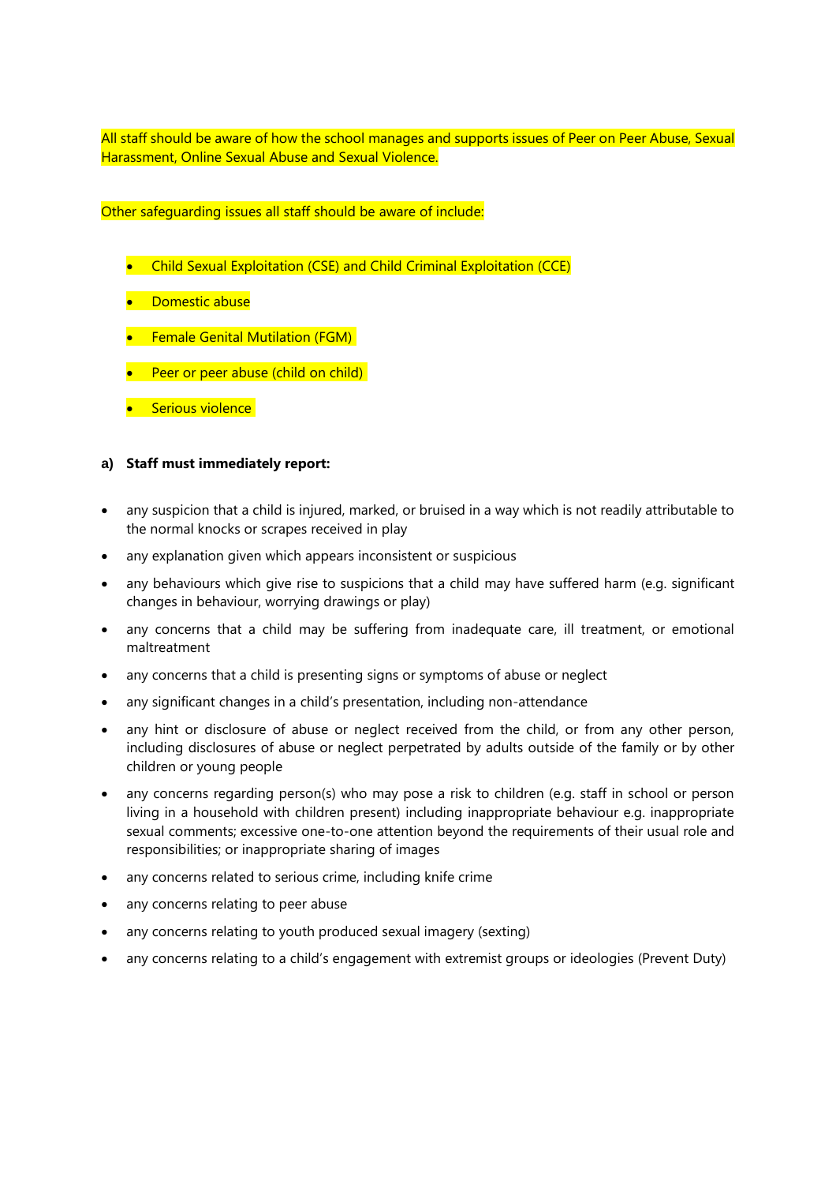All staff should be aware of how the school manages and supports issues of Peer on Peer Abuse, Sexual Harassment, Online Sexual Abuse and Sexual Violence.

Other safeguarding issues all staff should be aware of include:

- Child Sexual Exploitation (CSE) and Child Criminal Exploitation (CCE)
- Domestic abuse
- Female Genital Mutilation (FGM)
- Peer or peer abuse (child on child)
- Serious violence

**a) Staff must immediately report:**

- any suspicion that a child is injured, marked, or bruised in a way which is not readily attributable to the normal knocks or scrapes received in play
- any explanation given which appears inconsistent or suspicious
- any behaviours which give rise to suspicions that a child may have suffered harm (e.g. significant changes in behaviour, worrying drawings or play)
- any concerns that a child may be suffering from inadequate care, ill treatment, or emotional maltreatment
- any concerns that a child is presenting signs or symptoms of abuse or neglect
- any significant changes in a child's presentation, including non-attendance
- any hint or disclosure of abuse or neglect received from the child, or from any other person, including disclosures of abuse or neglect perpetrated by adults outside of the family or by other children or young people
- any concerns regarding person(s) who may pose a risk to children (e.g. staff in school or person living in a household with children present) including inappropriate behaviour e.g. inappropriate sexual comments; excessive one-to-one attention beyond the requirements of their usual role and responsibilities; or inappropriate sharing of images
- any concerns related to serious crime, including knife crime
- any concerns relating to peer abuse
- any concerns relating to youth produced sexual imagery (sexting)
- any concerns relating to a child's engagement with extremist groups or ideologies (Prevent Duty)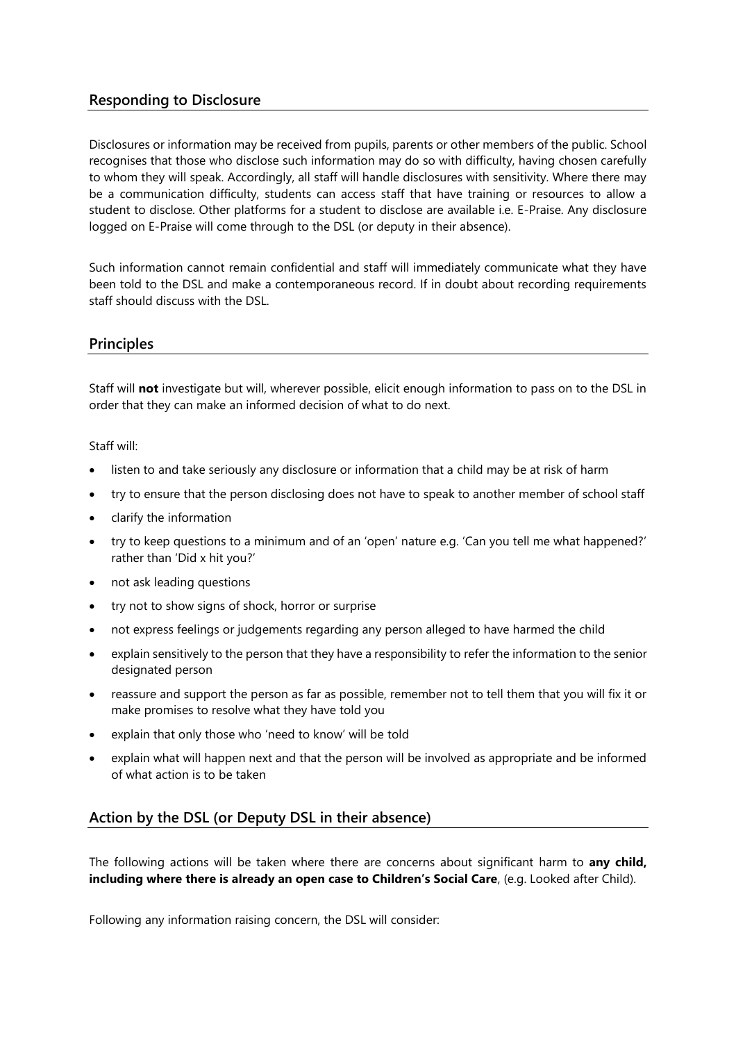## Responding to Disclosure

Disclosures or information may be received from pupils, parents or other members of the public. School recognises that those who disclose such information may do so with difficulty, having chosen carefully to whom they will speak. Accordingly, all staff will handle disclosures with sensitivity. Where there may be a communication difficulty, students can access staff that have training or resources to allow a student to disclose. Other platforms for a student to disclose are available i.e. E-Praise. Any disclosure logged on E-Praise will come through to the DSL (or deputy in their absence).

Such information cannot remain confidential and staff will immediately communicate what they have been told to the DSL and make a contemporaneous record. If in doubt about recording requirements staff should discuss with the DSL.

## Principles

Staff will **not** investigate but will, wherever possible, elicit enough information to pass on to the DSL in order that they can make an informed decision of what to do next.

Staff will:

- listen to and take seriously any disclosure or information that a child may be at risk of harm
- try to ensure that the person disclosing does not have to speak to another member of school staff
- clarify the information
- try to keep questions to a minimum and of an 'open' nature e.g. 'Can you tell me what happened?' rather than 'Did x hit you?'
- not ask leading questions
- try not to show signs of shock, horror or surprise
- not express feelings or judgements regarding any person alleged to have harmed the child
- explain sensitively to the person that they have a responsibility to refer the information to the senior designated person
- reassure and support the person as far as possible, remember not to tell them that you will fix it or make promises to resolve what they have told you
- explain that only those who 'need to know' will be told
- explain what will happen next and that the person will be involved as appropriate and be informed of what action is to be taken

## Action by the DSL (or Deputy DSL in their absence)

The following actions will be taken where there are concerns about significant harm to **any child, including where there is already an open case to Children's Social Care**, (e.g. Looked after Child).

Following any information raising concern, the DSL will consider: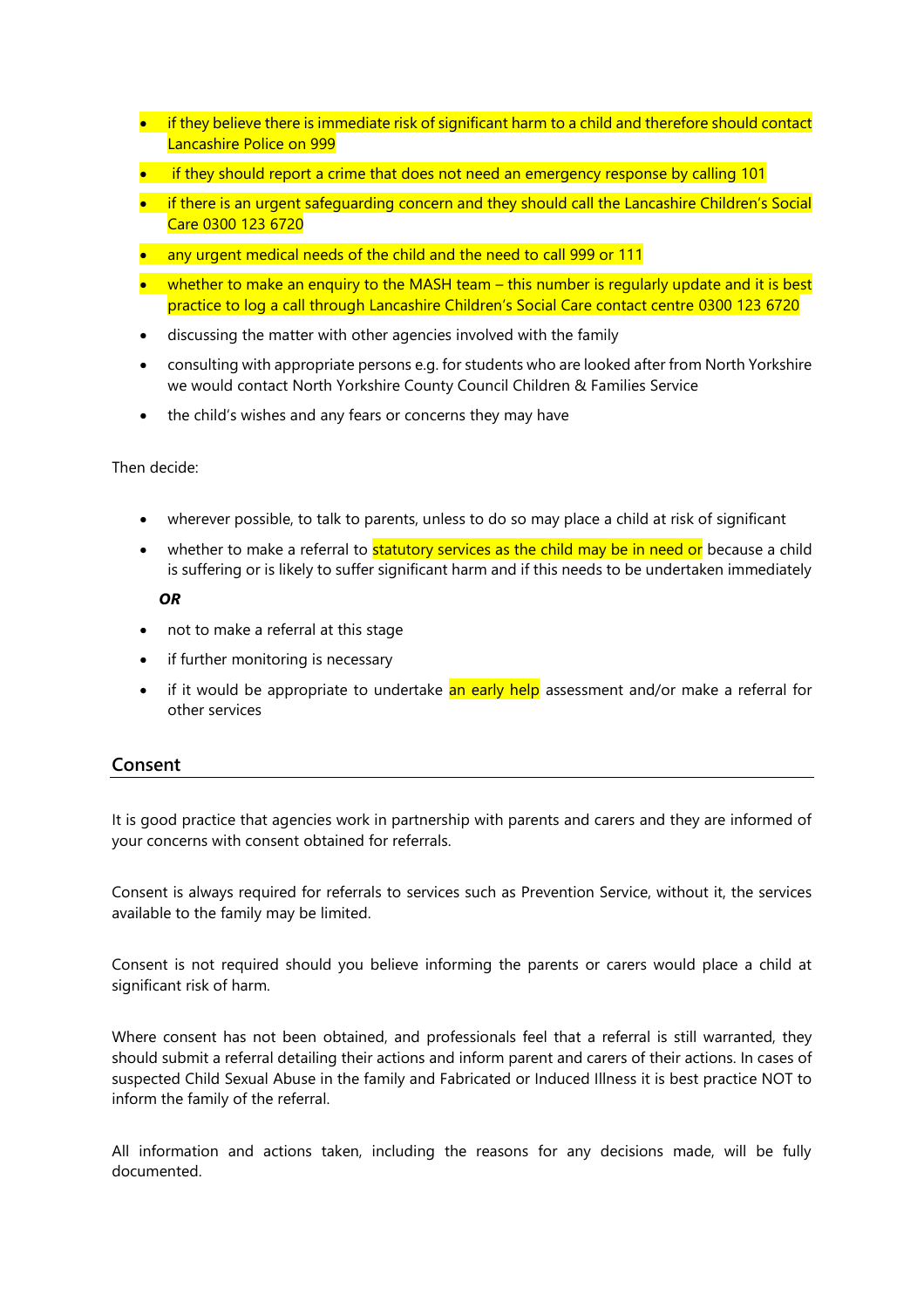- if they believe there is immediate risk of significant harm to a child and therefore should contact Lancashire Police on 999
- if they should report a crime that does not need an emergency response by calling 101
- if there is an urgent safeguarding concern and they should call the Lancashire Children's Social Care 0300 123 6720
- any urgent medical needs of the child and the need to call 999 or 111
- whether to make an enquiry to the MASH team – this number is regularly update and it is best practice to log a call through Lancashire Children's Social Care contact centre 0300 123 6720
- discussing the matter with other agencies involved with the family
- consulting with appropriate persons e.g. for students who are looked after from North Yorkshire we would contact North Yorkshire County Council Children & Families Service
- the child's wishes and any fears or concerns they may have

Then decide:

- wherever possible, to talk to parents, unless to do so may place a child at risk of significant
- whether to make a referral to statutory services as the child may be in need or because a child is suffering or is likely to suffer significant harm and if this needs to be undertaken immediately

***OR***

- not to make a referral at this stage
- if further monitoring is necessary
- if it would be appropriate to undertake an early help assessment and/or make a referral for other services

## Consent

It is good practice that agencies work in partnership with parents and carers and they are informed of your concerns with consent obtained for referrals.

Consent is always required for referrals to services such as Prevention Service, without it, the services available to the family may be limited.

Consent is not required should you believe informing the parents or carers would place a child at significant risk of harm.

Where consent has not been obtained, and professionals feel that a referral is still warranted, they should submit a referral detailing their actions and inform parent and carers of their actions. In cases of suspected Child Sexual Abuse in the family and Fabricated or Induced Illness it is best practice NOT to inform the family of the referral.

All information and actions taken, including the reasons for any decisions made, will be fully documented.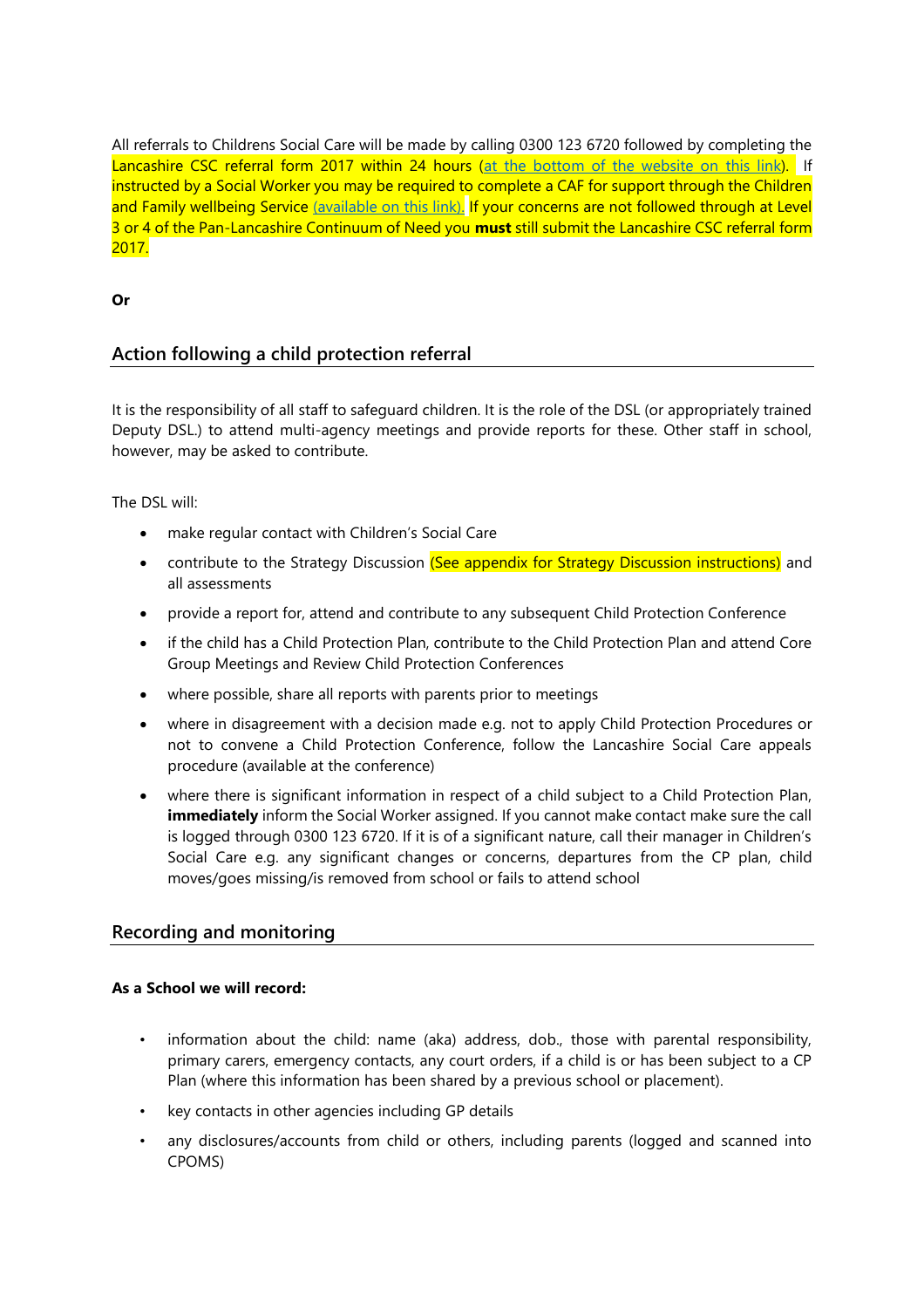All referrals to Childrens Social Care will be made by calling 0300 123 6720 followed by completing the Lancashire CSC referral form 2017 within 24 hours (at the bottom of the website on this link). If instructed by a Social Worker you may be required to complete a CAF for support through the Children and Family wellbeing Service (available on this link). If your concerns are not followed through at Level 3 or 4 of the Pan-Lancashire Continuum of Need you **must** still submit the Lancashire CSC referral form 2017.

**Or**

## Action following a child protection referral

It is the responsibility of all staff to safeguard children. It is the role of the DSL (or appropriately trained Deputy DSL.) to attend multi-agency meetings and provide reports for these. Other staff in school, however, may be asked to contribute.

The DSL will:

- make regular contact with Children's Social Care
- contribute to the Strategy Discussion (See appendix for Strategy Discussion instructions) and all assessments
- provide a report for, attend and contribute to any subsequent Child Protection Conference
- if the child has a Child Protection Plan, contribute to the Child Protection Plan and attend Core Group Meetings and Review Child Protection Conferences
- where possible, share all reports with parents prior to meetings
- where in disagreement with a decision made e.g. not to apply Child Protection Procedures or not to convene a Child Protection Conference, follow the Lancashire Social Care appeals procedure (available at the conference)
- where there is significant information in respect of a child subject to a Child Protection Plan, **immediately** inform the Social Worker assigned. If you cannot make contact make sure the call is logged through 0300 123 6720. If it is of a significant nature, call their manager in Children's Social Care e.g. any significant changes or concerns, departures from the CP plan, child moves/goes missing/is removed from school or fails to attend school

## Recording and monitoring

**As a School we will record:**

- information about the child: name (aka) address, dob., those with parental responsibility, primary carers, emergency contacts, any court orders, if a child is or has been subject to a CP Plan (where this information has been shared by a previous school or placement).
- key contacts in other agencies including GP details
- any disclosures/accounts from child or others, including parents (logged and scanned into CPOMS)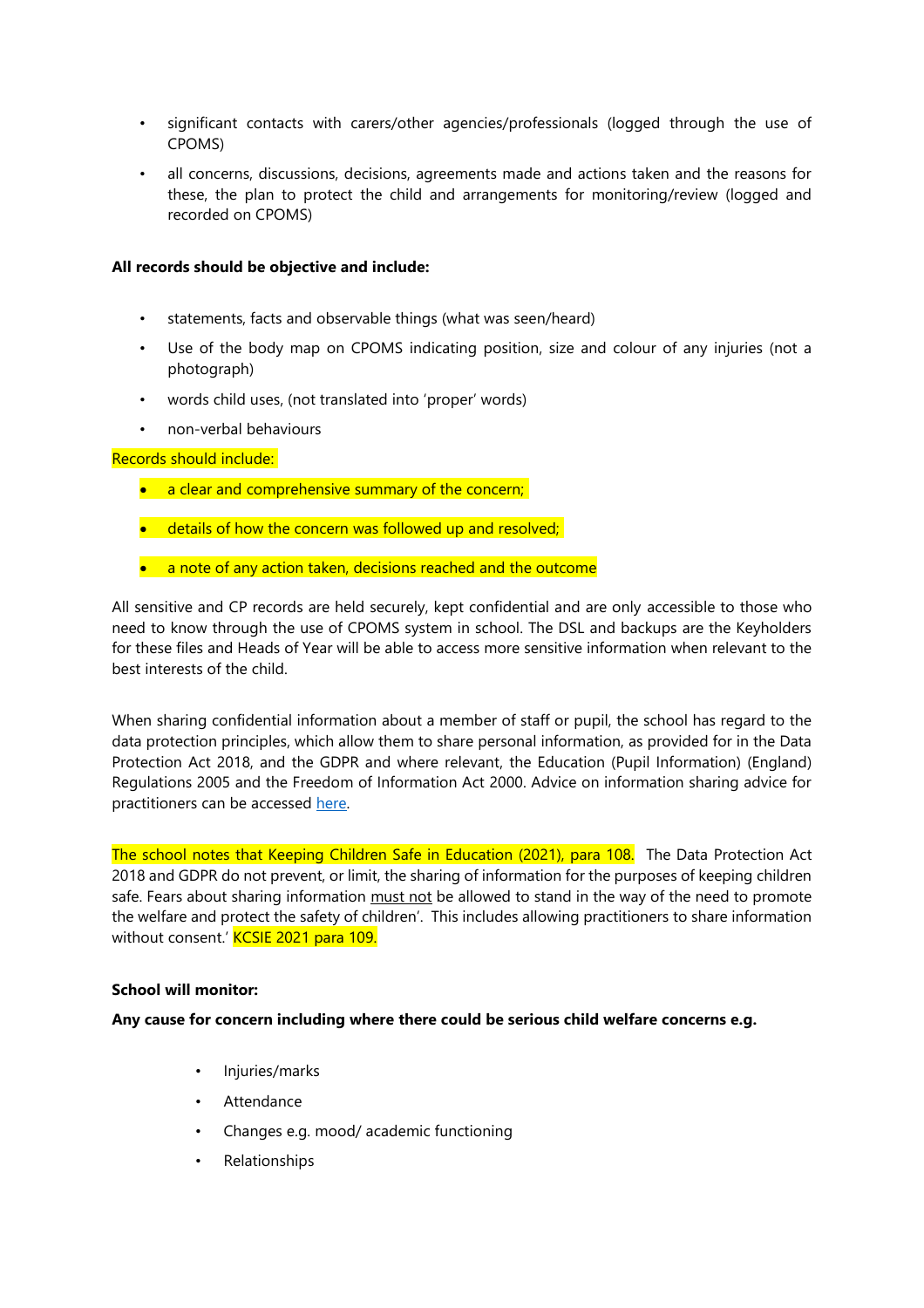- significant contacts with carers/other agencies/professionals (logged through the use of CPOMS)
- all concerns, discussions, decisions, agreements made and actions taken and the reasons for these, the plan to protect the child and arrangements for monitoring/review (logged and recorded on CPOMS)

**All records should be objective and include:**

- statements, facts and observable things (what was seen/heard)
- Use of the body map on CPOMS indicating position, size and colour of any injuries (not a photograph)
- words child uses, (not translated into 'proper' words)
- non-verbal behaviours

Records should include:

- a clear and comprehensive summary of the concern;
- details of how the concern was followed up and resolved;
- a note of any action taken, decisions reached and the outcome

All sensitive and CP records are held securely, kept confidential and are only accessible to those who need to know through the use of CPOMS system in school. The DSL and backups are the Keyholders for these files and Heads of Year will be able to access more sensitive information when relevant to the best interests of the child.

When sharing confidential information about a member of staff or pupil, the school has regard to the data protection principles, which allow them to share personal information, as provided for in the Data Protection Act 2018, and the GDPR and where relevant, the Education (Pupil Information) (England) Regulations 2005 and the Freedom of Information Act 2000. Advice on information sharing advice for practitioners can be accessed here.

The school notes that Keeping Children Safe in Education (2021), para 108. The Data Protection Act 2018 and GDPR do not prevent, or limit, the sharing of information for the purposes of keeping children safe. Fears about sharing information must not be allowed to stand in the way of the need to promote the welfare and protect the safety of children'. This includes allowing practitioners to share information without consent.' KCSIE 2021 para 109.

**School will monitor:**

**Any cause for concern including where there could be serious child welfare concerns e.g.**

- Injuries/marks
- Attendance
- Changes e.g. mood/ academic functioning
- Relationships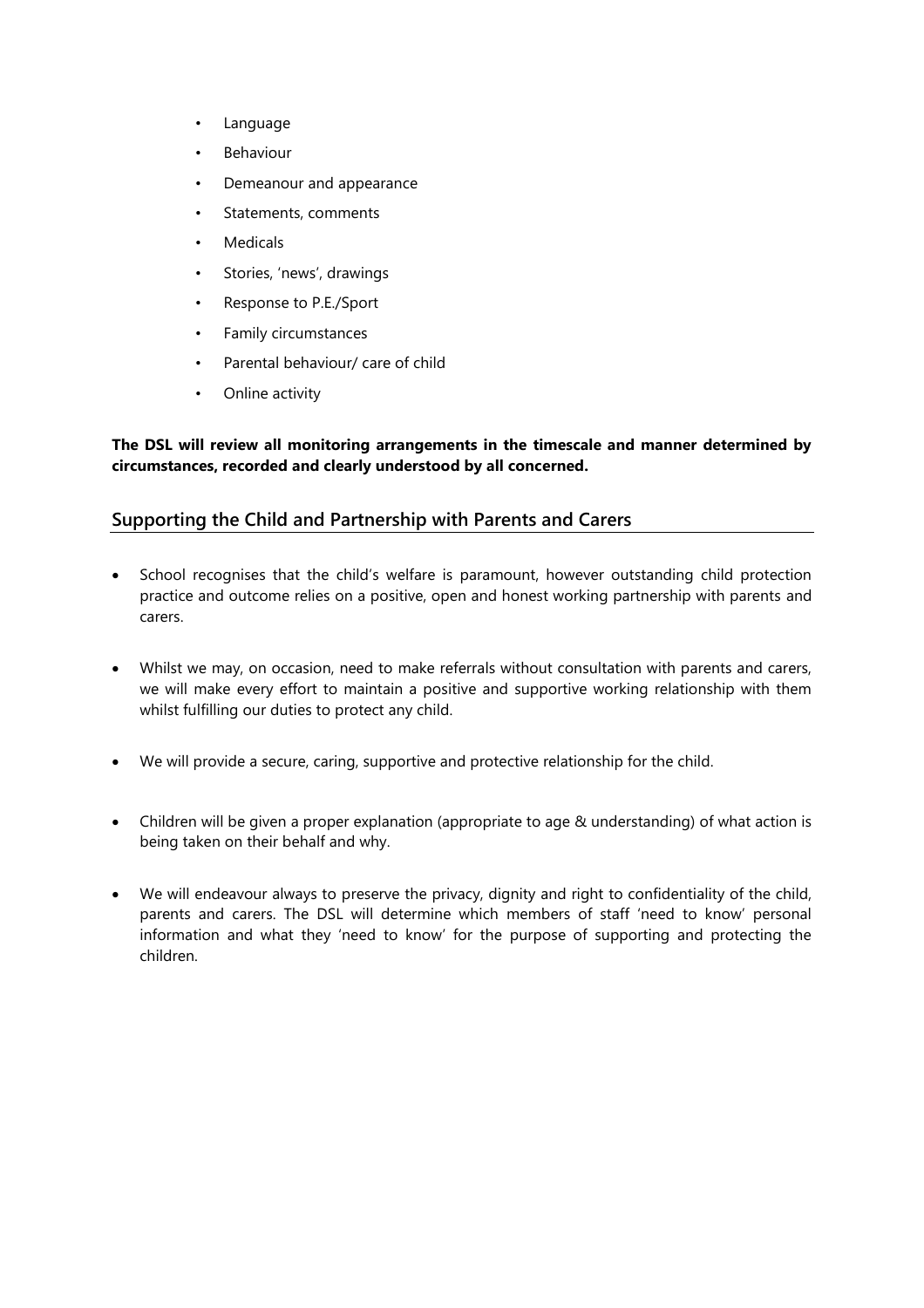- Language
- Behaviour
- Demeanour and appearance
- Statements, comments
- Medicals
- Stories, 'news', drawings
- Response to P.E./Sport
- Family circumstances
- Parental behaviour/ care of child
- Online activity

**The DSL will review all monitoring arrangements in the timescale and manner determined by circumstances, recorded and clearly understood by all concerned.**

## Supporting the Child and Partnership with Parents and Carers

- School recognises that the child's welfare is paramount, however outstanding child protection practice and outcome relies on a positive, open and honest working partnership with parents and carers.
- Whilst we may, on occasion, need to make referrals without consultation with parents and carers, we will make every effort to maintain a positive and supportive working relationship with them whilst fulfilling our duties to protect any child.
- We will provide a secure, caring, supportive and protective relationship for the child.
- Children will be given a proper explanation (appropriate to age & understanding) of what action is being taken on their behalf and why.
- We will endeavour always to preserve the privacy, dignity and right to confidentiality of the child, parents and carers. The DSL will determine which members of staff 'need to know' personal information and what they 'need to know' for the purpose of supporting and protecting the children.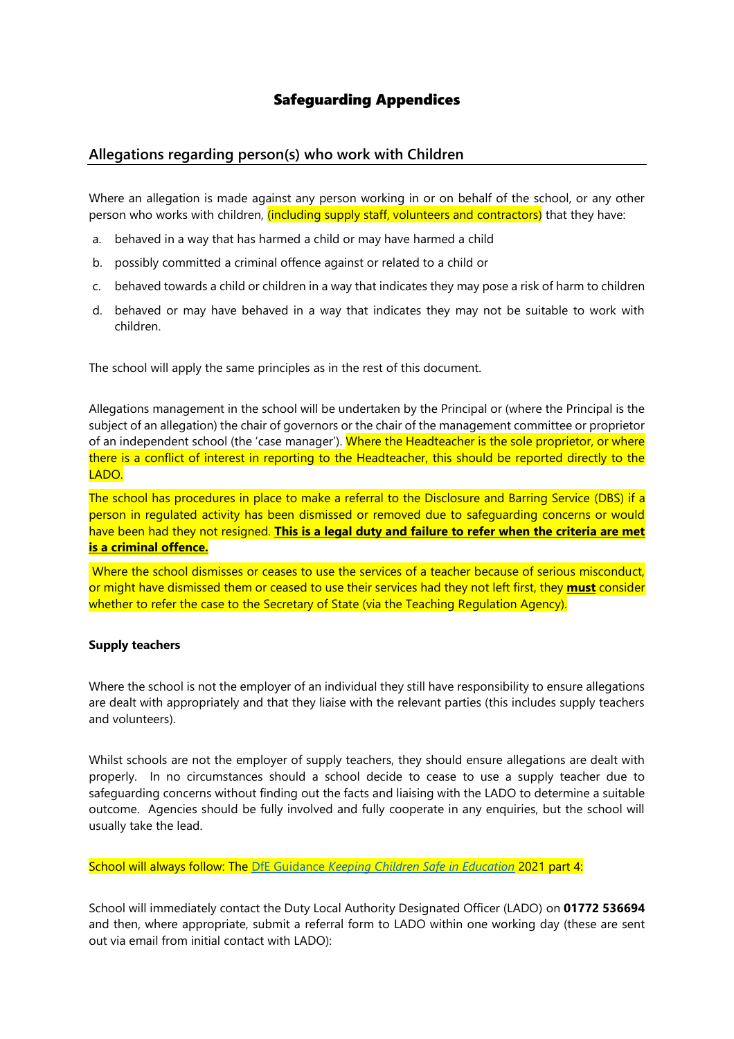# Safeguarding Appendices

## Allegations regarding person(s) who work with Children

Where an allegation is made against any person working in or on behalf of the school, or any other person who works with children, (including supply staff, volunteers and contractors) that they have:

a. behaved in a way that has harmed a child or may have harmed a child

b. possibly committed a criminal offence against or related to a child or

c. behaved towards a child or children in a way that indicates they may pose a risk of harm to children

d. behaved or may have behaved in a way that indicates they may not be suitable to work with children.

The school will apply the same principles as in the rest of this document.

Allegations management in the school will be undertaken by the Principal or (where the Principal is the subject of an allegation) the chair of governors or the chair of the management committee or proprietor of an independent school (the 'case manager'). Where the Headteacher is the sole proprietor, or where there is a conflict of interest in reporting to the Headteacher, this should be reported directly to the LADO.

The school has procedures in place to make a referral to the Disclosure and Barring Service (DBS) if a person in regulated activity has been dismissed or removed due to safeguarding concerns or would have been had they not resigned. **This is a legal duty and failure to refer when the criteria are met is a criminal offence.**

Where the school dismisses or ceases to use the services of a teacher because of serious misconduct, or might have dismissed them or ceased to use their services had they not left first, they **must** consider whether to refer the case to the Secretary of State (via the Teaching Regulation Agency).

**Supply teachers**

Where the school is not the employer of an individual they still have responsibility to ensure allegations are dealt with appropriately and that they liaise with the relevant parties (this includes supply teachers and volunteers).

Whilst schools are not the employer of supply teachers, they should ensure allegations are dealt with properly. In no circumstances should a school decide to cease to use a supply teacher due to safeguarding concerns without finding out the facts and liaising with the LADO to determine a suitable outcome. Agencies should be fully involved and fully cooperate in any enquiries, but the school will usually take the lead.

School will always follow: The DfE Guidance *Keeping Children Safe in Education* 2021 part 4:

School will immediately contact the Duty Local Authority Designated Officer (LADO) on **01772 536694** and then, where appropriate, submit a referral form to LADO within one working day (these are sent out via email from initial contact with LADO):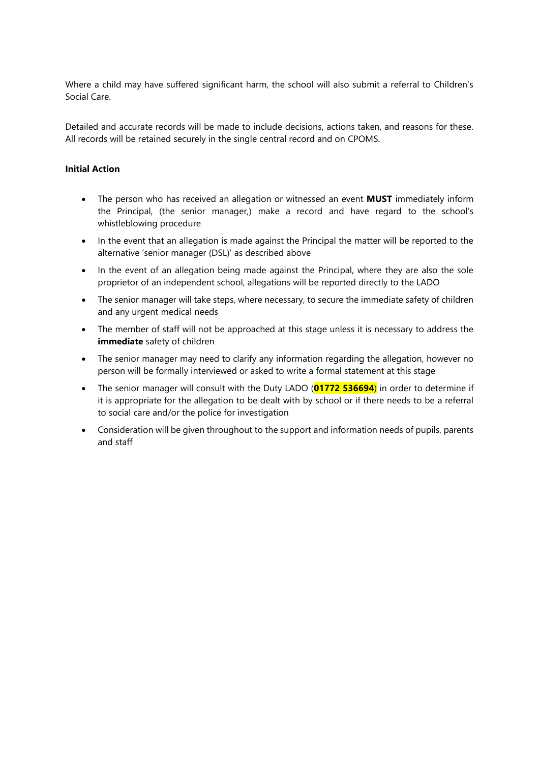Where a child may have suffered significant harm, the school will also submit a referral to Children's Social Care.

Detailed and accurate records will be made to include decisions, actions taken, and reasons for these. All records will be retained securely in the single central record and on CPOMS.

**Initial Action**

- The person who has received an allegation or witnessed an event **MUST** immediately inform the Principal, (the senior manager,) make a record and have regard to the school's whistleblowing procedure
- In the event that an allegation is made against the Principal the matter will be reported to the alternative 'senior manager (DSL)' as described above
- In the event of an allegation being made against the Principal, where they are also the sole proprietor of an independent school, allegations will be reported directly to the LADO
- The senior manager will take steps, where necessary, to secure the immediate safety of children and any urgent medical needs
- The member of staff will not be approached at this stage unless it is necessary to address the **immediate** safety of children
- The senior manager may need to clarify any information regarding the allegation, however no person will be formally interviewed or asked to write a formal statement at this stage
- The senior manager will consult with the Duty LADO (**01772 536694**) in order to determine if it is appropriate for the allegation to be dealt with by school or if there needs to be a referral to social care and/or the police for investigation
- Consideration will be given throughout to the support and information needs of pupils, parents and staff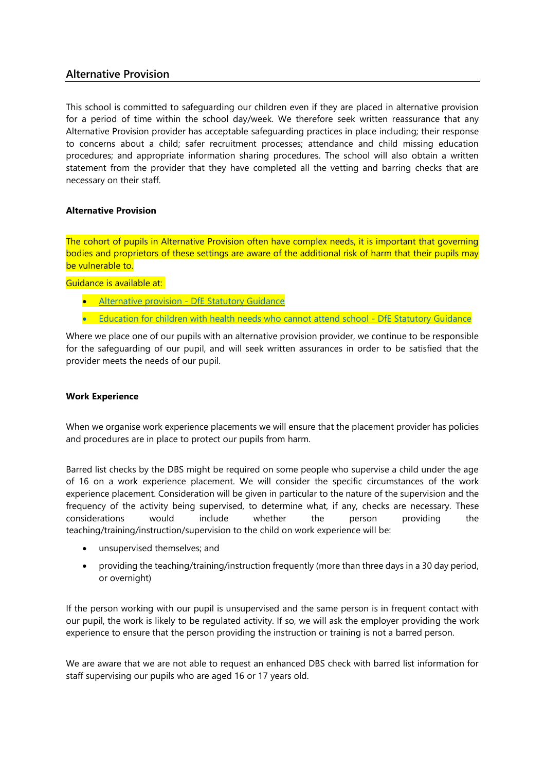## Alternative Provision

This school is committed to safeguarding our children even if they are placed in alternative provision for a period of time within the school day/week. We therefore seek written reassurance that any Alternative Provision provider has acceptable safeguarding practices in place including; their response to concerns about a child; safer recruitment processes; attendance and child missing education procedures; and appropriate information sharing procedures. The school will also obtain a written statement from the provider that they have completed all the vetting and barring checks that are necessary on their staff.

**Alternative Provision**

The cohort of pupils in Alternative Provision often have complex needs, it is important that governing bodies and proprietors of these settings are aware of the additional risk of harm that their pupils may be vulnerable to.

Guidance is available at:

- Alternative provision - DfE Statutory Guidance
- Education for children with health needs who cannot attend school - DfE Statutory Guidance

Where we place one of our pupils with an alternative provision provider, we continue to be responsible for the safeguarding of our pupil, and will seek written assurances in order to be satisfied that the provider meets the needs of our pupil.

**Work Experience**

When we organise work experience placements we will ensure that the placement provider has policies and procedures are in place to protect our pupils from harm.

Barred list checks by the DBS might be required on some people who supervise a child under the age of 16 on a work experience placement. We will consider the specific circumstances of the work experience placement. Consideration will be given in particular to the nature of the supervision and the frequency of the activity being supervised, to determine what, if any, checks are necessary. These considerations would include whether the person providing the teaching/training/instruction/supervision to the child on work experience will be:

- unsupervised themselves; and
- providing the teaching/training/instruction frequently (more than three days in a 30 day period, or overnight)

If the person working with our pupil is unsupervised and the same person is in frequent contact with our pupil, the work is likely to be regulated activity. If so, we will ask the employer providing the work experience to ensure that the person providing the instruction or training is not a barred person.

We are aware that we are not able to request an enhanced DBS check with barred list information for staff supervising our pupils who are aged 16 or 17 years old.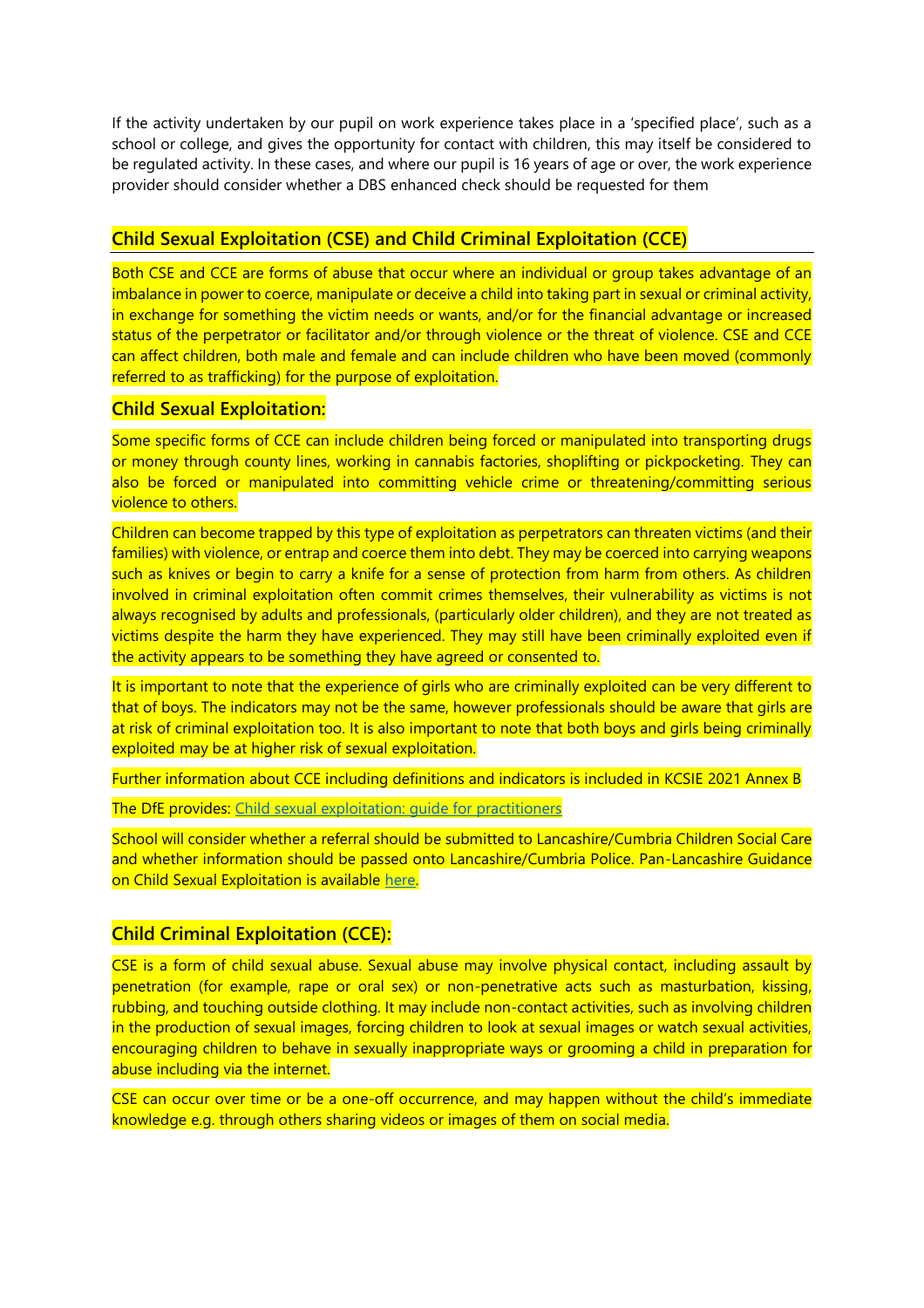If the activity undertaken by our pupil on work experience takes place in a 'specified place', such as a school or college, and gives the opportunity for contact with children, this may itself be considered to be regulated activity. In these cases, and where our pupil is 16 years of age or over, the work experience provider should consider whether a DBS enhanced check should be requested for them

## Child Sexual Exploitation (CSE) and Child Criminal Exploitation (CCE)

Both CSE and CCE are forms of abuse that occur where an individual or group takes advantage of an imbalance in power to coerce, manipulate or deceive a child into taking part in sexual or criminal activity, in exchange for something the victim needs or wants, and/or for the financial advantage or increased status of the perpetrator or facilitator and/or through violence or the threat of violence. CSE and CCE can affect children, both male and female and can include children who have been moved (commonly referred to as trafficking) for the purpose of exploitation.

### Child Sexual Exploitation:

Some specific forms of CCE can include children being forced or manipulated into transporting drugs or money through county lines, working in cannabis factories, shoplifting or pickpocketing. They can also be forced or manipulated into committing vehicle crime or threatening/committing serious violence to others.

Children can become trapped by this type of exploitation as perpetrators can threaten victims (and their families) with violence, or entrap and coerce them into debt. They may be coerced into carrying weapons such as knives or begin to carry a knife for a sense of protection from harm from others. As children involved in criminal exploitation often commit crimes themselves, their vulnerability as victims is not always recognised by adults and professionals, (particularly older children), and they are not treated as victims despite the harm they have experienced. They may still have been criminally exploited even if the activity appears to be something they have agreed or consented to.

It is important to note that the experience of girls who are criminally exploited can be very different to that of boys. The indicators may not be the same, however professionals should be aware that girls are at risk of criminal exploitation too. It is also important to note that both boys and girls being criminally exploited may be at higher risk of sexual exploitation.

Further information about CCE including definitions and indicators is included in KCSIE 2021 Annex B

The DfE provides: [Child sexual exploitation: guide for practitioners]

School will consider whether a referral should be submitted to Lancashire/Cumbria Children Social Care and whether information should be passed onto Lancashire/Cumbria Police. Pan-Lancashire Guidance on Child Sexual Exploitation is available [here].

### Child Criminal Exploitation (CCE):

CSE is a form of child sexual abuse. Sexual abuse may involve physical contact, including assault by penetration (for example, rape or oral sex) or non-penetrative acts such as masturbation, kissing, rubbing, and touching outside clothing. It may include non-contact activities, such as involving children in the production of sexual images, forcing children to look at sexual images or watch sexual activities, encouraging children to behave in sexually inappropriate ways or grooming a child in preparation for abuse including via the internet.

CSE can occur over time or be a one-off occurrence, and may happen without the child's immediate knowledge e.g. through others sharing videos or images of them on social media.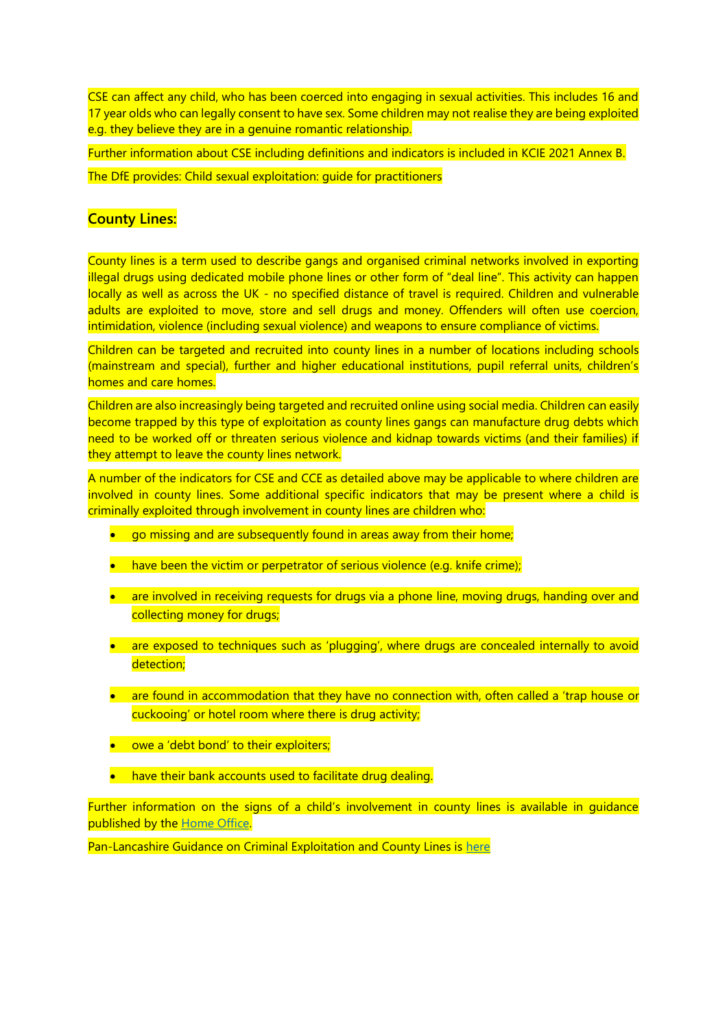CSE can affect any child, who has been coerced into engaging in sexual activities. This includes 16 and 17 year olds who can legally consent to have sex. Some children may not realise they are being exploited e.g. they believe they are in a genuine romantic relationship.

Further information about CSE including definitions and indicators is included in KCIE 2021 Annex B.

The DfE provides: Child sexual exploitation: guide for practitioners

## County Lines:

County lines is a term used to describe gangs and organised criminal networks involved in exporting illegal drugs using dedicated mobile phone lines or other form of "deal line". This activity can happen locally as well as across the UK - no specified distance of travel is required. Children and vulnerable adults are exploited to move, store and sell drugs and money. Offenders will often use coercion, intimidation, violence (including sexual violence) and weapons to ensure compliance of victims.

Children can be targeted and recruited into county lines in a number of locations including schools (mainstream and special), further and higher educational institutions, pupil referral units, children's homes and care homes.

Children are also increasingly being targeted and recruited online using social media. Children can easily become trapped by this type of exploitation as county lines gangs can manufacture drug debts which need to be worked off or threaten serious violence and kidnap towards victims (and their families) if they attempt to leave the county lines network.

A number of the indicators for CSE and CCE as detailed above may be applicable to where children are involved in county lines. Some additional specific indicators that may be present where a child is criminally exploited through involvement in county lines are children who:

- go missing and are subsequently found in areas away from their home;
- have been the victim or perpetrator of serious violence (e.g. knife crime);
- are involved in receiving requests for drugs via a phone line, moving drugs, handing over and collecting money for drugs;
- are exposed to techniques such as 'plugging', where drugs are concealed internally to avoid detection;
- are found in accommodation that they have no connection with, often called a 'trap house or cuckooing' or hotel room where there is drug activity;
- owe a 'debt bond' to their exploiters;
- have their bank accounts used to facilitate drug dealing.

Further information on the signs of a child's involvement in county lines is available in guidance published by the Home Office.

Pan-Lancashire Guidance on Criminal Exploitation and County Lines is here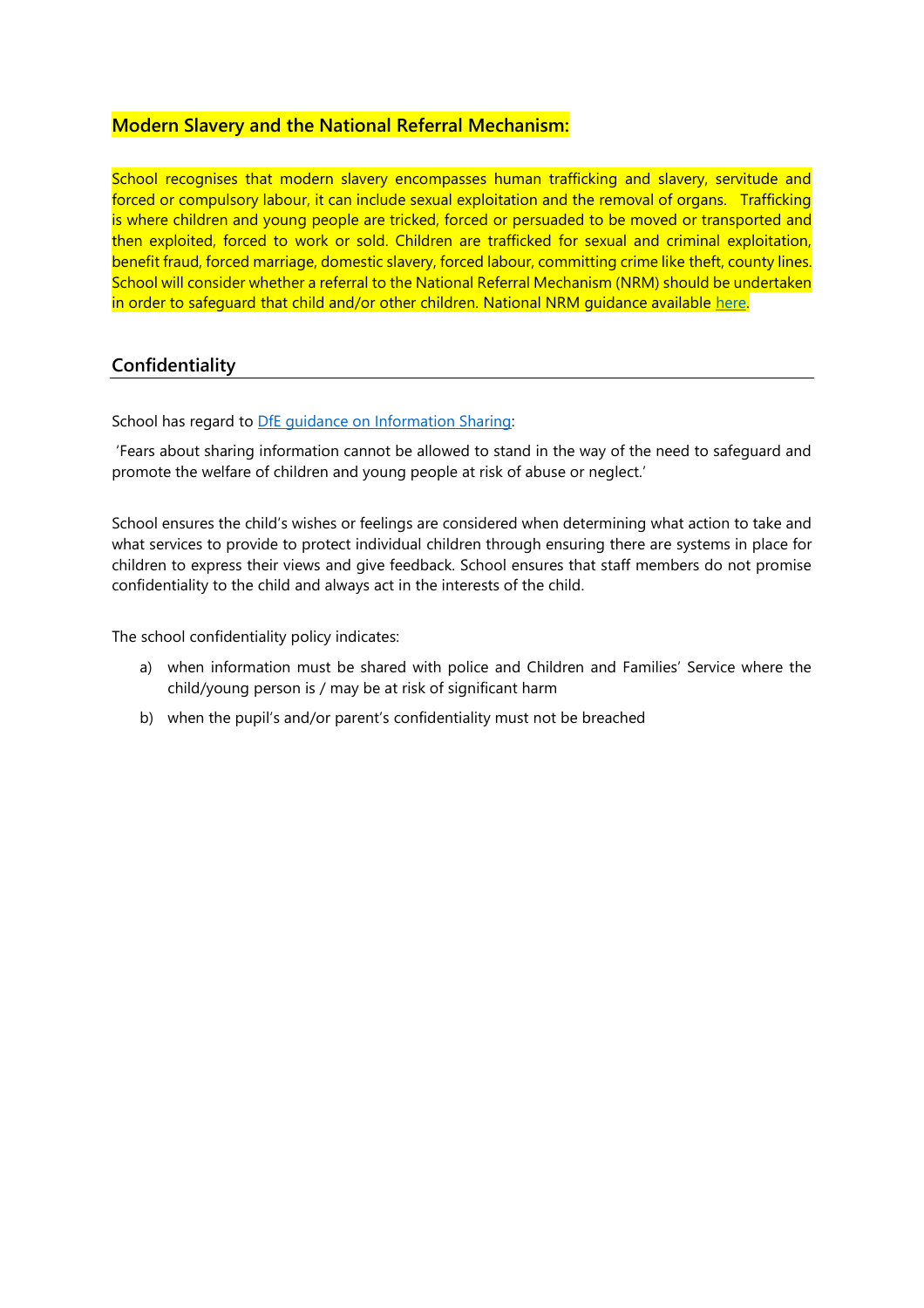## Modern Slavery and the National Referral Mechanism:

School recognises that modern slavery encompasses human trafficking and slavery, servitude and forced or compulsory labour, it can include sexual exploitation and the removal of organs. Trafficking is where children and young people are tricked, forced or persuaded to be moved or transported and then exploited, forced to work or sold. Children are trafficked for sexual and criminal exploitation, benefit fraud, forced marriage, domestic slavery, forced labour, committing crime like theft, county lines. School will consider whether a referral to the National Referral Mechanism (NRM) should be undertaken in order to safeguard that child and/or other children. National NRM guidance available here.

## Confidentiality

School has regard to DfE guidance on Information Sharing:

'Fears about sharing information cannot be allowed to stand in the way of the need to safeguard and promote the welfare of children and young people at risk of abuse or neglect.'

School ensures the child's wishes or feelings are considered when determining what action to take and what services to provide to protect individual children through ensuring there are systems in place for children to express their views and give feedback. School ensures that staff members do not promise confidentiality to the child and always act in the interests of the child.

The school confidentiality policy indicates:

a) when information must be shared with police and Children and Families' Service where the child/young person is / may be at risk of significant harm

b) when the pupil's and/or parent's confidentiality must not be breached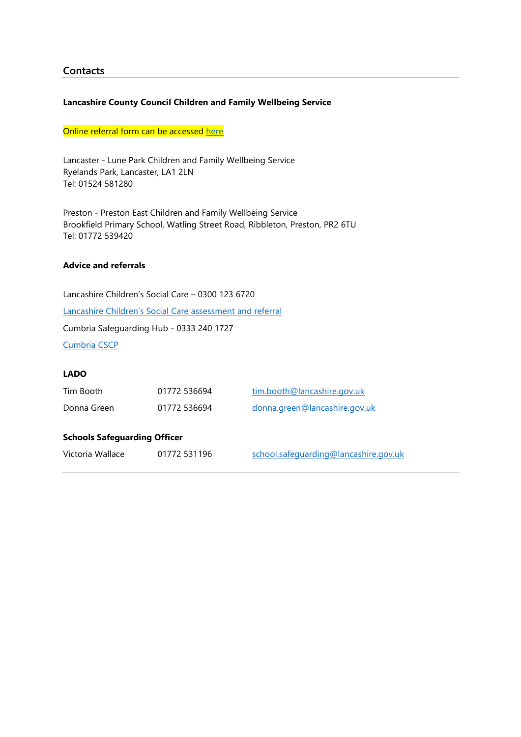## Contacts

**Lancashire County Council Children and Family Wellbeing Service**

Online referral form can be accessed here

Lancaster - Lune Park Children and Family Wellbeing Service
Ryelands Park, Lancaster, LA1 2LN
Tel: 01524 581280

Preston - Preston East Children and Family Wellbeing Service
Brookfield Primary School, Watling Street Road, Ribbleton, Preston, PR2 6TU
Tel: 01772 539420

**Advice and referrals**

Lancashire Children's Social Care – 0300 123 6720

Lancashire Children's Social Care assessment and referral

Cumbria Safeguarding Hub - 0333 240 1727

Cumbria CSCP

**LADO**

| | | |
|---|---|---|
| Tim Booth | 01772 536694 | tim.booth@lancashire.gov.uk |
| Donna Green | 01772 536694 | donna.green@lancashire.gov.uk |

**Schools Safeguarding Officer**

| | | |
|---|---|---|
| Victoria Wallace | 01772 531196 | school.safeguarding@lancashire.gov.uk |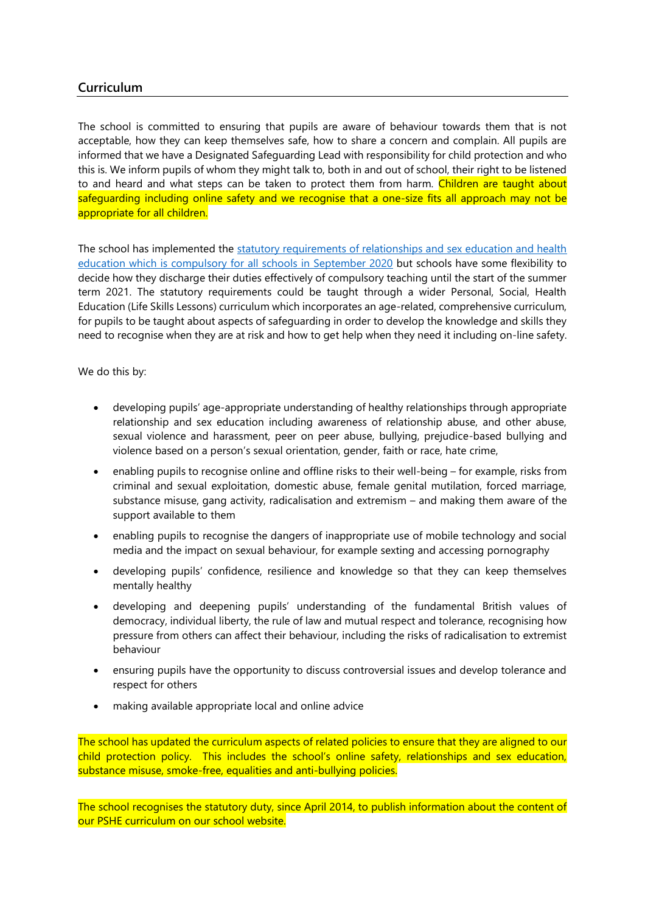## Curriculum

The school is committed to ensuring that pupils are aware of behaviour towards them that is not acceptable, how they can keep themselves safe, how to share a concern and complain. All pupils are informed that we have a Designated Safeguarding Lead with responsibility for child protection and who this is. We inform pupils of whom they might talk to, both in and out of school, their right to be listened to and heard and what steps can be taken to protect them from harm. Children are taught about safeguarding including online safety and we recognise that a one-size fits all approach may not be appropriate for all children.

The school has implemented the statutory requirements of relationships and sex education and health education which is compulsory for all schools in September 2020 but schools have some flexibility to decide how they discharge their duties effectively of compulsory teaching until the start of the summer term 2021. The statutory requirements could be taught through a wider Personal, Social, Health Education (Life Skills Lessons) curriculum which incorporates an age-related, comprehensive curriculum, for pupils to be taught about aspects of safeguarding in order to develop the knowledge and skills they need to recognise when they are at risk and how to get help when they need it including on-line safety.

We do this by:

- developing pupils' age-appropriate understanding of healthy relationships through appropriate relationship and sex education including awareness of relationship abuse, and other abuse, sexual violence and harassment, peer on peer abuse, bullying, prejudice-based bullying and violence based on a person's sexual orientation, gender, faith or race, hate crime,
- enabling pupils to recognise online and offline risks to their well-being – for example, risks from criminal and sexual exploitation, domestic abuse, female genital mutilation, forced marriage, substance misuse, gang activity, radicalisation and extremism – and making them aware of the support available to them
- enabling pupils to recognise the dangers of inappropriate use of mobile technology and social media and the impact on sexual behaviour, for example sexting and accessing pornography
- developing pupils' confidence, resilience and knowledge so that they can keep themselves mentally healthy
- developing and deepening pupils' understanding of the fundamental British values of democracy, individual liberty, the rule of law and mutual respect and tolerance, recognising how pressure from others can affect their behaviour, including the risks of radicalisation to extremist behaviour
- ensuring pupils have the opportunity to discuss controversial issues and develop tolerance and respect for others
- making available appropriate local and online advice

The school has updated the curriculum aspects of related policies to ensure that they are aligned to our child protection policy. This includes the school's online safety, relationships and sex education, substance misuse, smoke-free, equalities and anti-bullying policies.

The school recognises the statutory duty, since April 2014, to publish information about the content of our PSHE curriculum on our school website.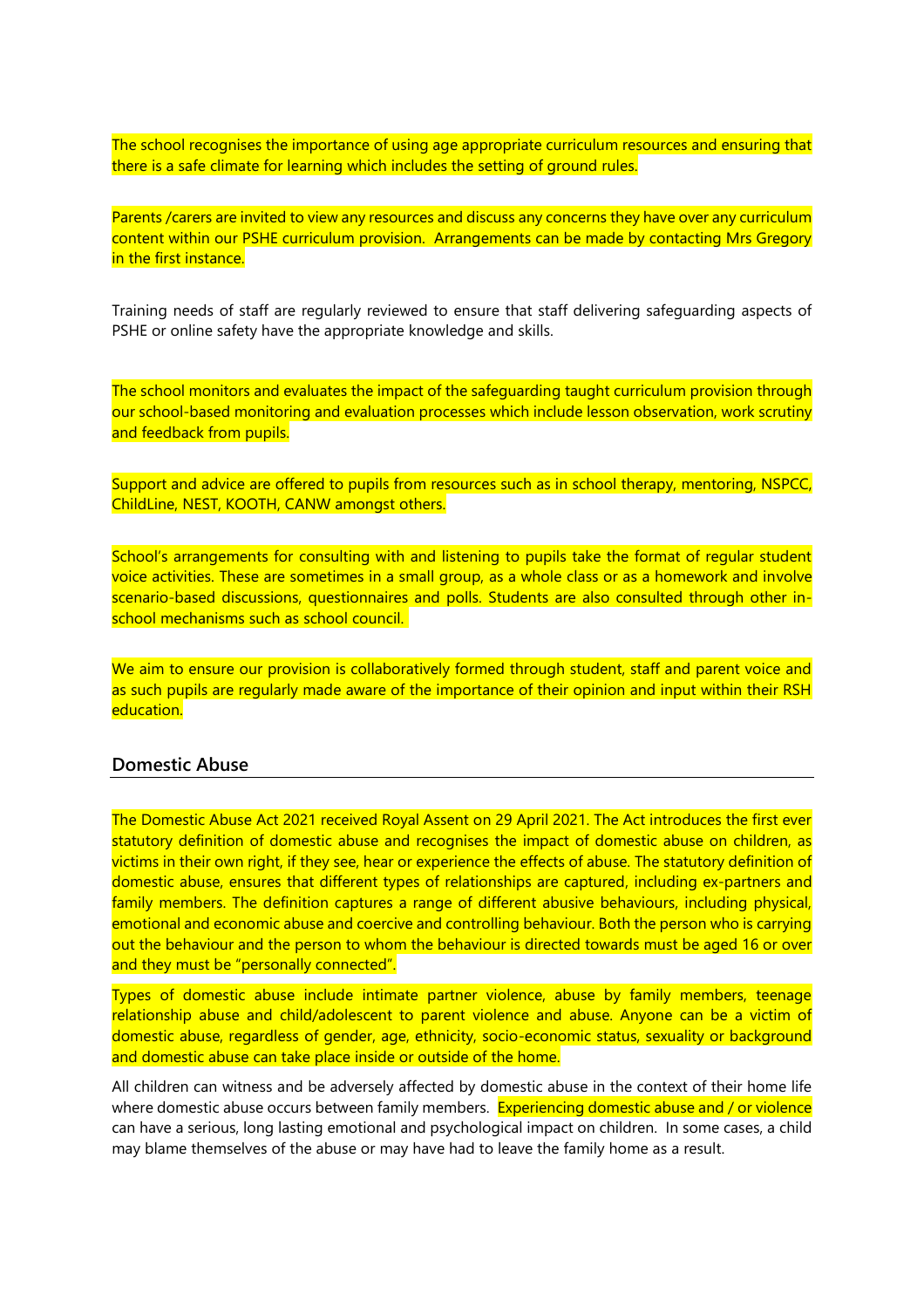The school recognises the importance of using age appropriate curriculum resources and ensuring that there is a safe climate for learning which includes the setting of ground rules.

Parents /carers are invited to view any resources and discuss any concerns they have over any curriculum content within our PSHE curriculum provision. Arrangements can be made by contacting Mrs Gregory in the first instance.

Training needs of staff are regularly reviewed to ensure that staff delivering safeguarding aspects of PSHE or online safety have the appropriate knowledge and skills.

The school monitors and evaluates the impact of the safeguarding taught curriculum provision through our school-based monitoring and evaluation processes which include lesson observation, work scrutiny and feedback from pupils.

Support and advice are offered to pupils from resources such as in school therapy, mentoring, NSPCC, ChildLine, NEST, KOOTH, CANW amongst others.

School's arrangements for consulting with and listening to pupils take the format of regular student voice activities. These are sometimes in a small group, as a whole class or as a homework and involve scenario-based discussions, questionnaires and polls. Students are also consulted through other in-school mechanisms such as school council.

We aim to ensure our provision is collaboratively formed through student, staff and parent voice and as such pupils are regularly made aware of the importance of their opinion and input within their RSH education.

## Domestic Abuse

The Domestic Abuse Act 2021 received Royal Assent on 29 April 2021. The Act introduces the first ever statutory definition of domestic abuse and recognises the impact of domestic abuse on children, as victims in their own right, if they see, hear or experience the effects of abuse. The statutory definition of domestic abuse, ensures that different types of relationships are captured, including ex-partners and family members. The definition captures a range of different abusive behaviours, including physical, emotional and economic abuse and coercive and controlling behaviour. Both the person who is carrying out the behaviour and the person to whom the behaviour is directed towards must be aged 16 or over and they must be "personally connected".

Types of domestic abuse include intimate partner violence, abuse by family members, teenage relationship abuse and child/adolescent to parent violence and abuse. Anyone can be a victim of domestic abuse, regardless of gender, age, ethnicity, socio-economic status, sexuality or background and domestic abuse can take place inside or outside of the home.

All children can witness and be adversely affected by domestic abuse in the context of their home life where domestic abuse occurs between family members. Experiencing domestic abuse and / or violence can have a serious, long lasting emotional and psychological impact on children. In some cases, a child may blame themselves of the abuse or may have had to leave the family home as a result.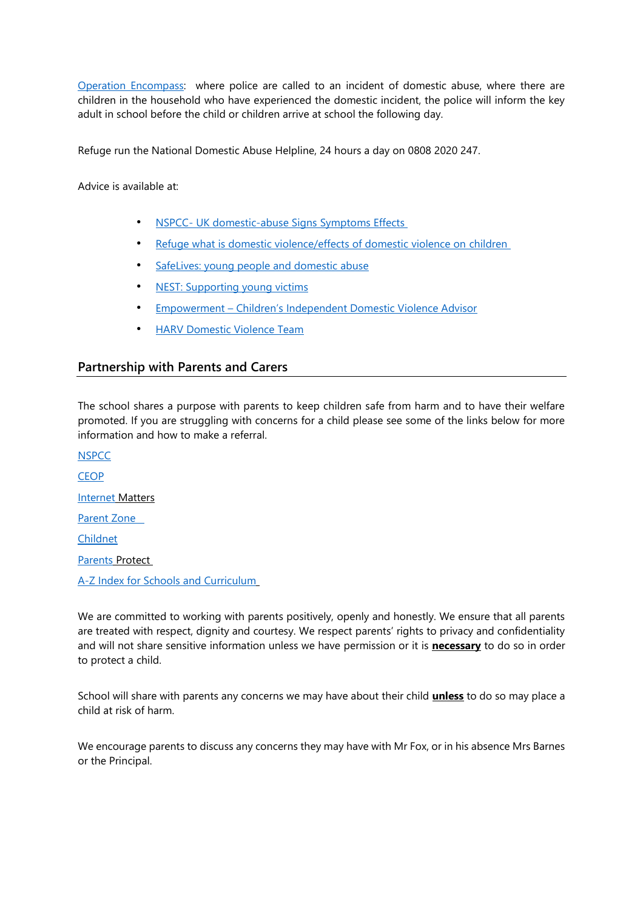Operation Encompass: where police are called to an incident of domestic abuse, where there are children in the household who have experienced the domestic incident, the police will inform the key adult in school before the child or children arrive at school the following day.

Refuge run the National Domestic Abuse Helpline, 24 hours a day on 0808 2020 247.

Advice is available at:

- NSPCC- UK domestic-abuse Signs Symptoms Effects
- Refuge what is domestic violence/effects of domestic violence on children
- SafeLives: young people and domestic abuse
- NEST: Supporting young victims
- Empowerment – Children's Independent Domestic Violence Advisor
- HARV Domestic Violence Team

## Partnership with Parents and Carers

The school shares a purpose with parents to keep children safe from harm and to have their welfare promoted. If you are struggling with concerns for a child please see some of the links below for more information and how to make a referral.

NSPCC

CEOP

Internet Matters

Parent Zone

Childnet

Parents Protect

A-Z Index for Schools and Curriculum

We are committed to working with parents positively, openly and honestly. We ensure that all parents are treated with respect, dignity and courtesy. We respect parents' rights to privacy and confidentiality and will not share sensitive information unless we have permission or it is **necessary** to do so in order to protect a child.

School will share with parents any concerns we may have about their child **unless** to do so may place a child at risk of harm.

We encourage parents to discuss any concerns they may have with Mr Fox, or in his absence Mrs Barnes or the Principal.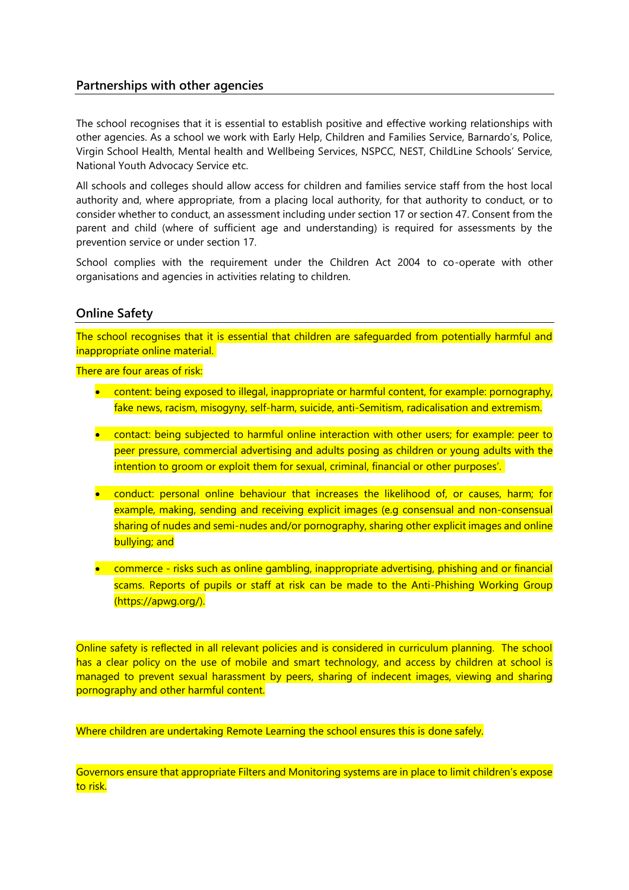## Partnerships with other agencies

The school recognises that it is essential to establish positive and effective working relationships with other agencies. As a school we work with Early Help, Children and Families Service, Barnardo's, Police, Virgin School Health, Mental health and Wellbeing Services, NSPCC, NEST, ChildLine Schools' Service, National Youth Advocacy Service etc.

All schools and colleges should allow access for children and families service staff from the host local authority and, where appropriate, from a placing local authority, for that authority to conduct, or to consider whether to conduct, an assessment including under section 17 or section 47. Consent from the parent and child (where of sufficient age and understanding) is required for assessments by the prevention service or under section 17.

School complies with the requirement under the Children Act 2004 to co-operate with other organisations and agencies in activities relating to children.

## Online Safety

The school recognises that it is essential that children are safeguarded from potentially harmful and inappropriate online material.

There are four areas of risk:

- content: being exposed to illegal, inappropriate or harmful content, for example: pornography, fake news, racism, misogyny, self-harm, suicide, anti-Semitism, radicalisation and extremism.
- contact: being subjected to harmful online interaction with other users; for example: peer to peer pressure, commercial advertising and adults posing as children or young adults with the intention to groom or exploit them for sexual, criminal, financial or other purposes'.
- conduct: personal online behaviour that increases the likelihood of, or causes, harm; for example, making, sending and receiving explicit images (e.g consensual and non-consensual sharing of nudes and semi-nudes and/or pornography, sharing other explicit images and online bullying; and
- commerce - risks such as online gambling, inappropriate advertising, phishing and or financial scams. Reports of pupils or staff at risk can be made to the Anti-Phishing Working Group (https://apwg.org/).

Online safety is reflected in all relevant policies and is considered in curriculum planning. The school has a clear policy on the use of mobile and smart technology, and access by children at school is managed to prevent sexual harassment by peers, sharing of indecent images, viewing and sharing pornography and other harmful content.

Where children are undertaking Remote Learning the school ensures this is done safely.

Governors ensure that appropriate Filters and Monitoring systems are in place to limit children's expose to risk.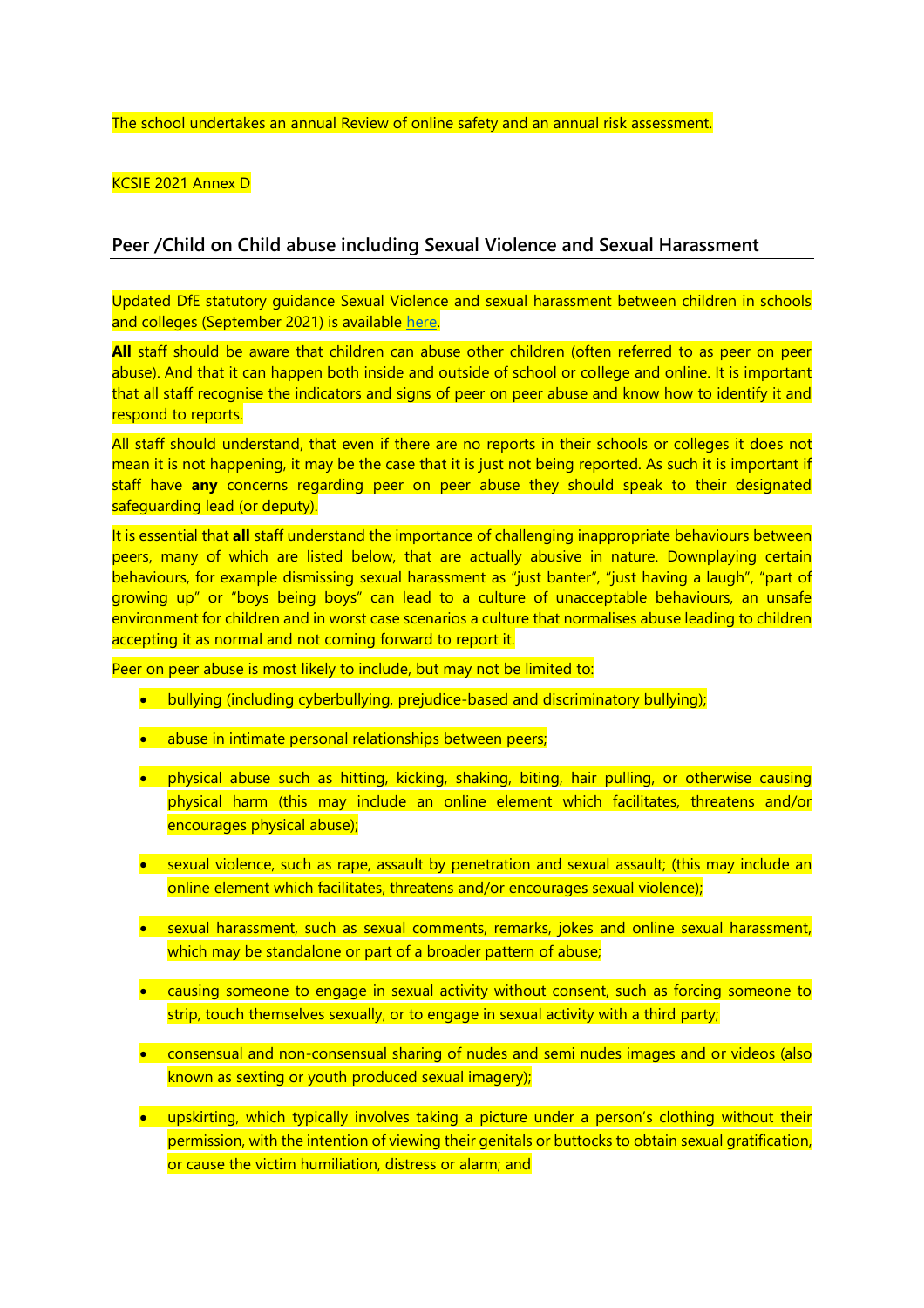The school undertakes an annual Review of online safety and an annual risk assessment.

KCSIE 2021 Annex D

## Peer /Child on Child abuse including Sexual Violence and Sexual Harassment

Updated DfE statutory guidance Sexual Violence and sexual harassment between children in schools and colleges (September 2021) is available here.

**All** staff should be aware that children can abuse other children (often referred to as peer on peer abuse). And that it can happen both inside and outside of school or college and online. It is important that all staff recognise the indicators and signs of peer on peer abuse and know how to identify it and respond to reports.

All staff should understand, that even if there are no reports in their schools or colleges it does not mean it is not happening, it may be the case that it is just not being reported. As such it is important if staff have **any** concerns regarding peer on peer abuse they should speak to their designated safeguarding lead (or deputy).

It is essential that **all** staff understand the importance of challenging inappropriate behaviours between peers, many of which are listed below, that are actually abusive in nature. Downplaying certain behaviours, for example dismissing sexual harassment as "just banter", "just having a laugh", "part of growing up" or "boys being boys" can lead to a culture of unacceptable behaviours, an unsafe environment for children and in worst case scenarios a culture that normalises abuse leading to children accepting it as normal and not coming forward to report it.

Peer on peer abuse is most likely to include, but may not be limited to:

- bullying (including cyberbullying, prejudice-based and discriminatory bullying);
- abuse in intimate personal relationships between peers;
- physical abuse such as hitting, kicking, shaking, biting, hair pulling, or otherwise causing physical harm (this may include an online element which facilitates, threatens and/or encourages physical abuse);
- sexual violence, such as rape, assault by penetration and sexual assault; (this may include an online element which facilitates, threatens and/or encourages sexual violence);
- sexual harassment, such as sexual comments, remarks, jokes and online sexual harassment, which may be standalone or part of a broader pattern of abuse;
- causing someone to engage in sexual activity without consent, such as forcing someone to strip, touch themselves sexually, or to engage in sexual activity with a third party;
- consensual and non-consensual sharing of nudes and semi nudes images and or videos (also known as sexting or youth produced sexual imagery);
- upskirting, which typically involves taking a picture under a person's clothing without their permission, with the intention of viewing their genitals or buttocks to obtain sexual gratification, or cause the victim humiliation, distress or alarm; and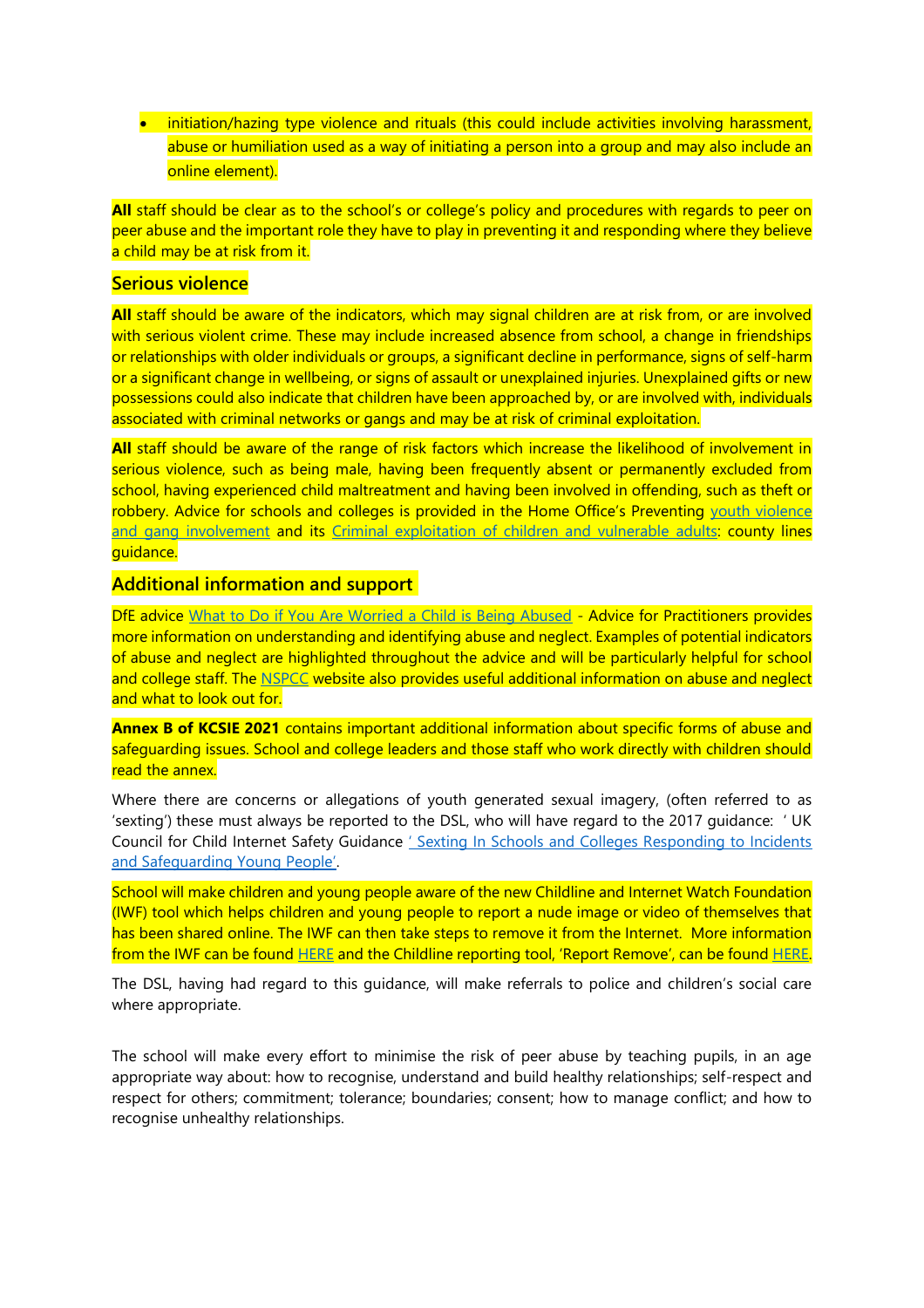- initiation/hazing type violence and rituals (this could include activities involving harassment, abuse or humiliation used as a way of initiating a person into a group and may also include an online element).

**All** staff should be clear as to the school's or college's policy and procedures with regards to peer on peer abuse and the important role they have to play in preventing it and responding where they believe a child may be at risk from it.

## Serious violence

**All** staff should be aware of the indicators, which may signal children are at risk from, or are involved with serious violent crime. These may include increased absence from school, a change in friendships or relationships with older individuals or groups, a significant decline in performance, signs of self-harm or a significant change in wellbeing, or signs of assault or unexplained injuries. Unexplained gifts or new possessions could also indicate that children have been approached by, or are involved with, individuals associated with criminal networks or gangs and may be at risk of criminal exploitation.

**All** staff should be aware of the range of risk factors which increase the likelihood of involvement in serious violence, such as being male, having been frequently absent or permanently excluded from school, having experienced child maltreatment and having been involved in offending, such as theft or robbery. Advice for schools and colleges is provided in the Home Office's Preventing youth violence and gang involvement and its Criminal exploitation of children and vulnerable adults: county lines guidance.

## Additional information and support

DfE advice What to Do if You Are Worried a Child is Being Abused - Advice for Practitioners provides more information on understanding and identifying abuse and neglect. Examples of potential indicators of abuse and neglect are highlighted throughout the advice and will be particularly helpful for school and college staff. The NSPCC website also provides useful additional information on abuse and neglect and what to look out for.

**Annex B of KCSIE 2021** contains important additional information about specific forms of abuse and safeguarding issues. School and college leaders and those staff who work directly with children should read the annex.

Where there are concerns or allegations of youth generated sexual imagery, (often referred to as 'sexting') these must always be reported to the DSL, who will have regard to the 2017 guidance: ' UK Council for Child Internet Safety Guidance ' Sexting In Schools and Colleges Responding to Incidents and Safeguarding Young People'.

School will make children and young people aware of the new Childline and Internet Watch Foundation (IWF) tool which helps children and young people to report a nude image or video of themselves that has been shared online. The IWF can then take steps to remove it from the Internet. More information from the IWF can be found HERE and the Childline reporting tool, 'Report Remove', can be found HERE.

The DSL, having had regard to this guidance, will make referrals to police and children's social care where appropriate.

The school will make every effort to minimise the risk of peer abuse by teaching pupils, in an age appropriate way about: how to recognise, understand and build healthy relationships; self-respect and respect for others; commitment; tolerance; boundaries; consent; how to manage conflict; and how to recognise unhealthy relationships.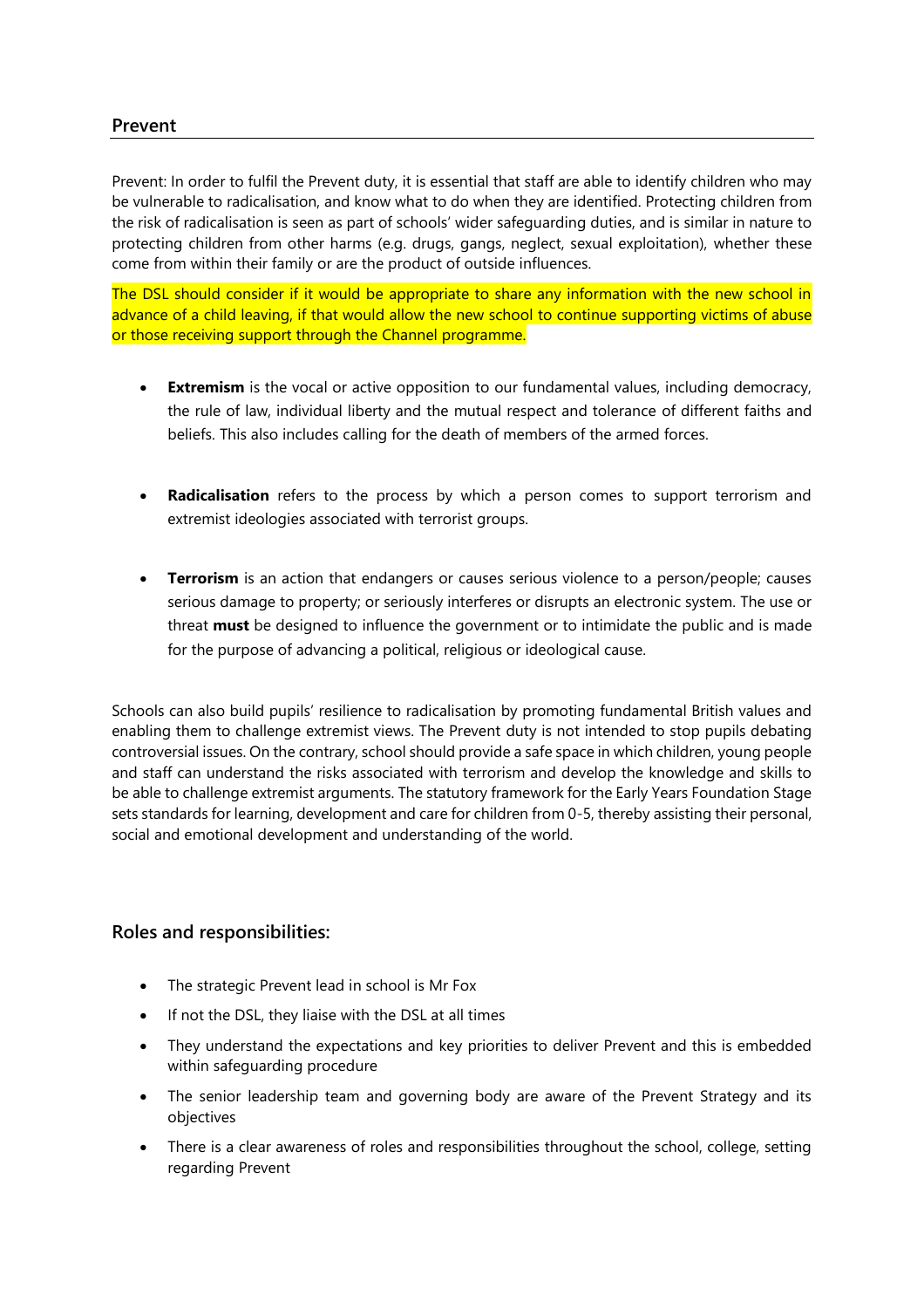## Prevent

Prevent: In order to fulfil the Prevent duty, it is essential that staff are able to identify children who may be vulnerable to radicalisation, and know what to do when they are identified. Protecting children from the risk of radicalisation is seen as part of schools' wider safeguarding duties, and is similar in nature to protecting children from other harms (e.g. drugs, gangs, neglect, sexual exploitation), whether these come from within their family or are the product of outside influences.

The DSL should consider if it would be appropriate to share any information with the new school in advance of a child leaving, if that would allow the new school to continue supporting victims of abuse or those receiving support through the Channel programme.

- **Extremism** is the vocal or active opposition to our fundamental values, including democracy, the rule of law, individual liberty and the mutual respect and tolerance of different faiths and beliefs. This also includes calling for the death of members of the armed forces.

- **Radicalisation** refers to the process by which a person comes to support terrorism and extremist ideologies associated with terrorist groups.

- **Terrorism** is an action that endangers or causes serious violence to a person/people; causes serious damage to property; or seriously interferes or disrupts an electronic system. The use or threat **must** be designed to influence the government or to intimidate the public and is made for the purpose of advancing a political, religious or ideological cause.

Schools can also build pupils' resilience to radicalisation by promoting fundamental British values and enabling them to challenge extremist views. The Prevent duty is not intended to stop pupils debating controversial issues. On the contrary, school should provide a safe space in which children, young people and staff can understand the risks associated with terrorism and develop the knowledge and skills to be able to challenge extremist arguments. The statutory framework for the Early Years Foundation Stage sets standards for learning, development and care for children from 0-5, thereby assisting their personal, social and emotional development and understanding of the world.

### Roles and responsibilities:

- The strategic Prevent lead in school is Mr Fox
- If not the DSL, they liaise with the DSL at all times
- They understand the expectations and key priorities to deliver Prevent and this is embedded within safeguarding procedure
- The senior leadership team and governing body are aware of the Prevent Strategy and its objectives
- There is a clear awareness of roles and responsibilities throughout the school, college, setting regarding Prevent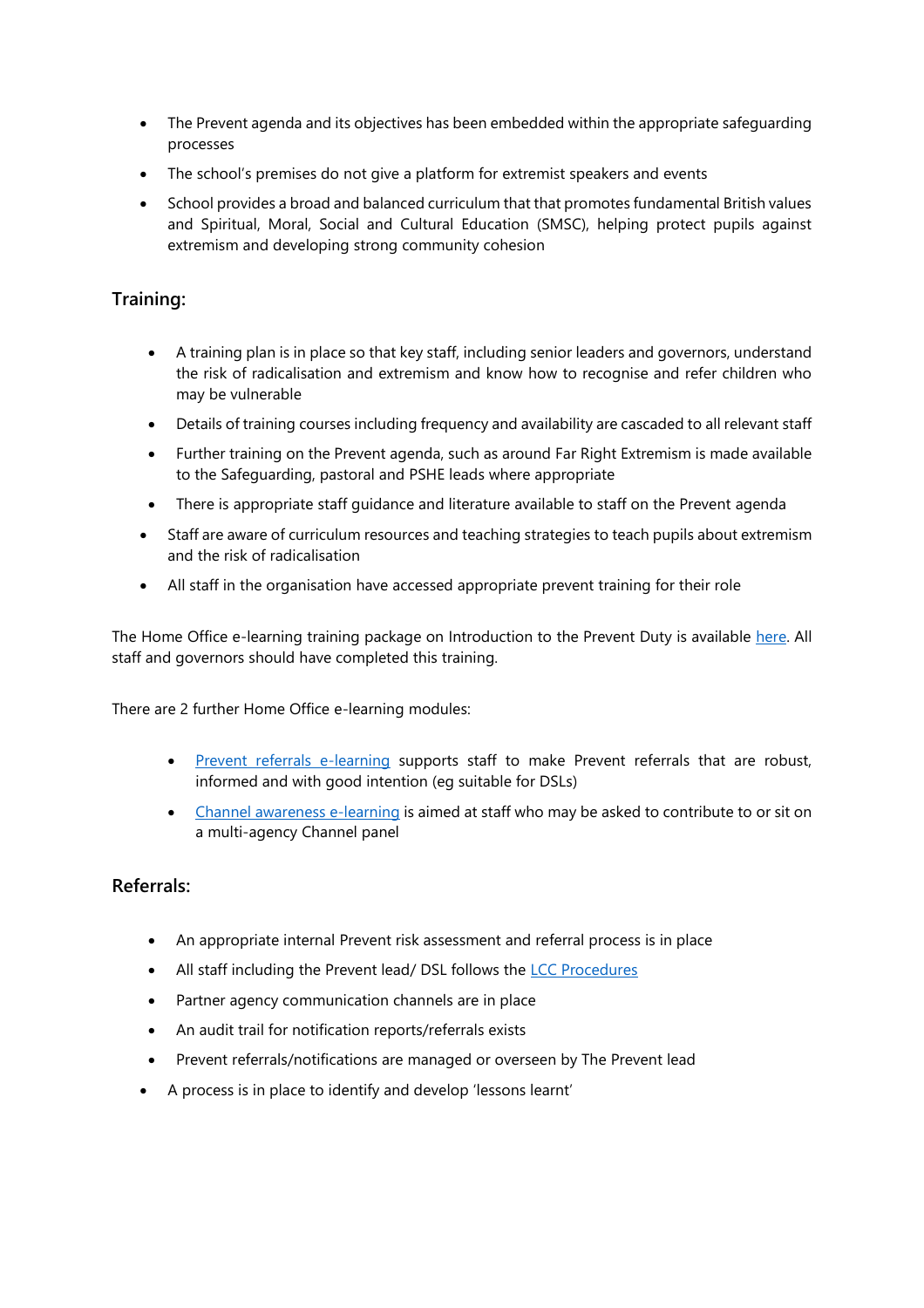- The Prevent agenda and its objectives has been embedded within the appropriate safeguarding processes
- The school's premises do not give a platform for extremist speakers and events
- School provides a broad and balanced curriculum that that promotes fundamental British values and Spiritual, Moral, Social and Cultural Education (SMSC), helping protect pupils against extremism and developing strong community cohesion

## Training:

- A training plan is in place so that key staff, including senior leaders and governors, understand the risk of radicalisation and extremism and know how to recognise and refer children who may be vulnerable
- Details of training courses including frequency and availability are cascaded to all relevant staff
- Further training on the Prevent agenda, such as around Far Right Extremism is made available to the Safeguarding, pastoral and PSHE leads where appropriate
- There is appropriate staff guidance and literature available to staff on the Prevent agenda
- Staff are aware of curriculum resources and teaching strategies to teach pupils about extremism and the risk of radicalisation
- All staff in the organisation have accessed appropriate prevent training for their role

The Home Office e-learning training package on Introduction to the Prevent Duty is available here. All staff and governors should have completed this training.

There are 2 further Home Office e-learning modules:

- Prevent referrals e-learning supports staff to make Prevent referrals that are robust, informed and with good intention (eg suitable for DSLs)
- Channel awareness e-learning is aimed at staff who may be asked to contribute to or sit on a multi-agency Channel panel

## Referrals:

- An appropriate internal Prevent risk assessment and referral process is in place
- All staff including the Prevent lead/ DSL follows the LCC Procedures
- Partner agency communication channels are in place
- An audit trail for notification reports/referrals exists
- Prevent referrals/notifications are managed or overseen by The Prevent lead
- A process is in place to identify and develop 'lessons learnt'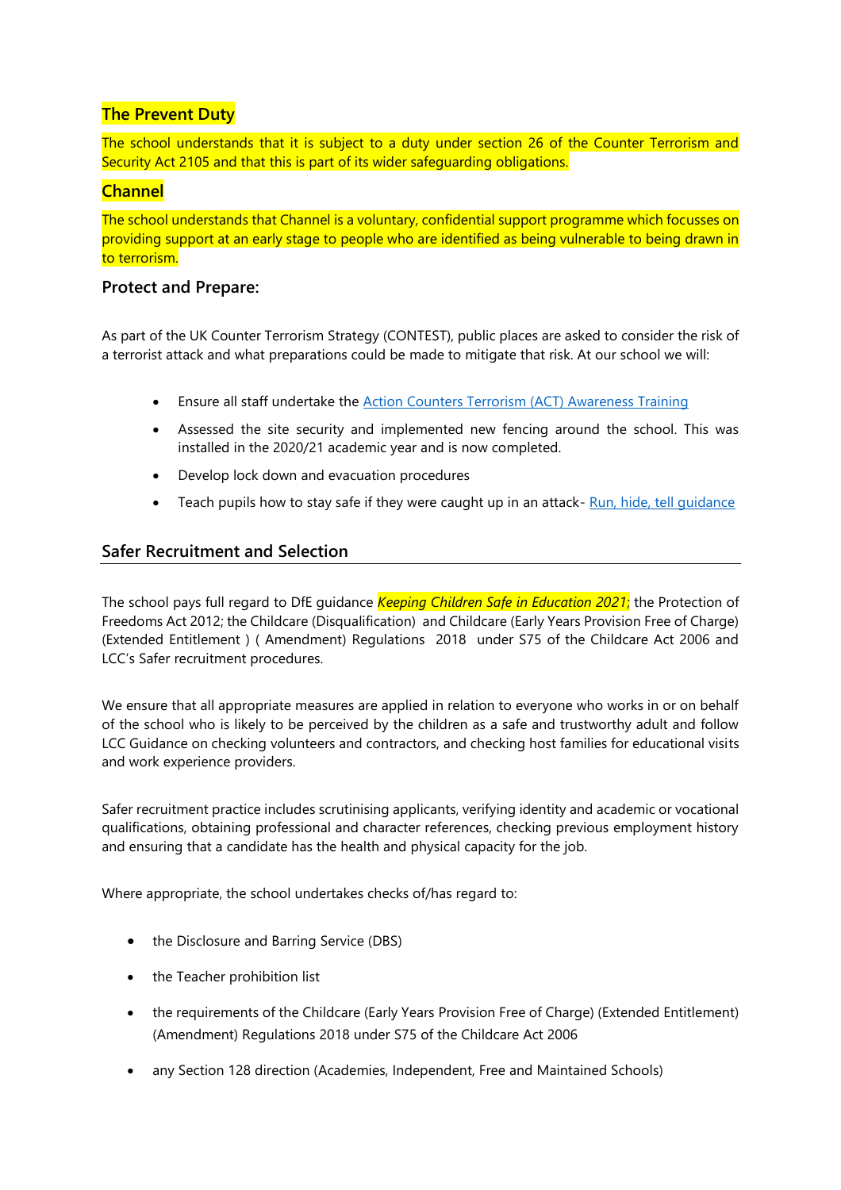### The Prevent Duty

The school understands that it is subject to a duty under section 26 of the Counter Terrorism and Security Act 2105 and that this is part of its wider safeguarding obligations.

### Channel

The school understands that Channel is a voluntary, confidential support programme which focusses on providing support at an early stage to people who are identified as being vulnerable to being drawn in to terrorism.

### Protect and Prepare:

As part of the UK Counter Terrorism Strategy (CONTEST), public places are asked to consider the risk of a terrorist attack and what preparations could be made to mitigate that risk. At our school we will:

- Ensure all staff undertake the Action Counters Terrorism (ACT) Awareness Training
- Assessed the site security and implemented new fencing around the school. This was installed in the 2020/21 academic year and is now completed.
- Develop lock down and evacuation procedures
- Teach pupils how to stay safe if they were caught up in an attack- Run, hide, tell guidance

## Safer Recruitment and Selection

The school pays full regard to DfE guidance *Keeping Children Safe in Education 2021*; the Protection of Freedoms Act 2012; the Childcare (Disqualification) and Childcare (Early Years Provision Free of Charge) (Extended Entitlement ) ( Amendment) Regulations 2018 under S75 of the Childcare Act 2006 and LCC's Safer recruitment procedures.

We ensure that all appropriate measures are applied in relation to everyone who works in or on behalf of the school who is likely to be perceived by the children as a safe and trustworthy adult and follow LCC Guidance on checking volunteers and contractors, and checking host families for educational visits and work experience providers.

Safer recruitment practice includes scrutinising applicants, verifying identity and academic or vocational qualifications, obtaining professional and character references, checking previous employment history and ensuring that a candidate has the health and physical capacity for the job.

Where appropriate, the school undertakes checks of/has regard to:

- the Disclosure and Barring Service (DBS)
- the Teacher prohibition list
- the requirements of the Childcare (Early Years Provision Free of Charge) (Extended Entitlement) (Amendment) Regulations 2018 under S75 of the Childcare Act 2006
- any Section 128 direction (Academies, Independent, Free and Maintained Schools)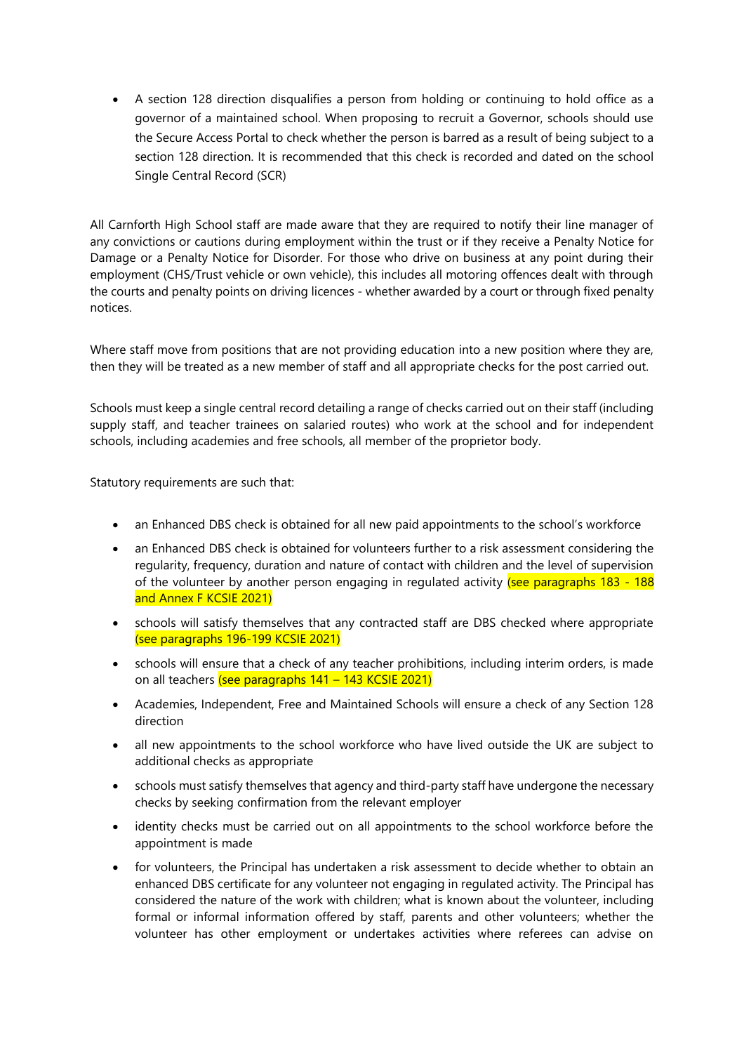- A section 128 direction disqualifies a person from holding or continuing to hold office as a governor of a maintained school. When proposing to recruit a Governor, schools should use the Secure Access Portal to check whether the person is barred as a result of being subject to a section 128 direction. It is recommended that this check is recorded and dated on the school Single Central Record (SCR)

All Carnforth High School staff are made aware that they are required to notify their line manager of any convictions or cautions during employment within the trust or if they receive a Penalty Notice for Damage or a Penalty Notice for Disorder. For those who drive on business at any point during their employment (CHS/Trust vehicle or own vehicle), this includes all motoring offences dealt with through the courts and penalty points on driving licences - whether awarded by a court or through fixed penalty notices.

Where staff move from positions that are not providing education into a new position where they are, then they will be treated as a new member of staff and all appropriate checks for the post carried out.

Schools must keep a single central record detailing a range of checks carried out on their staff (including supply staff, and teacher trainees on salaried routes) who work at the school and for independent schools, including academies and free schools, all member of the proprietor body.

Statutory requirements are such that:

- an Enhanced DBS check is obtained for all new paid appointments to the school's workforce
- an Enhanced DBS check is obtained for volunteers further to a risk assessment considering the regularity, frequency, duration and nature of contact with children and the level of supervision of the volunteer by another person engaging in regulated activity (see paragraphs 183 - 188 and Annex F KCSIE 2021)
- schools will satisfy themselves that any contracted staff are DBS checked where appropriate (see paragraphs 196-199 KCSIE 2021)
- schools will ensure that a check of any teacher prohibitions, including interim orders, is made on all teachers (see paragraphs 141 – 143 KCSIE 2021)
- Academies, Independent, Free and Maintained Schools will ensure a check of any Section 128 direction
- all new appointments to the school workforce who have lived outside the UK are subject to additional checks as appropriate
- schools must satisfy themselves that agency and third-party staff have undergone the necessary checks by seeking confirmation from the relevant employer
- identity checks must be carried out on all appointments to the school workforce before the appointment is made
- for volunteers, the Principal has undertaken a risk assessment to decide whether to obtain an enhanced DBS certificate for any volunteer not engaging in regulated activity. The Principal has considered the nature of the work with children; what is known about the volunteer, including formal or informal information offered by staff, parents and other volunteers; whether the volunteer has other employment or undertakes activities where referees can advise on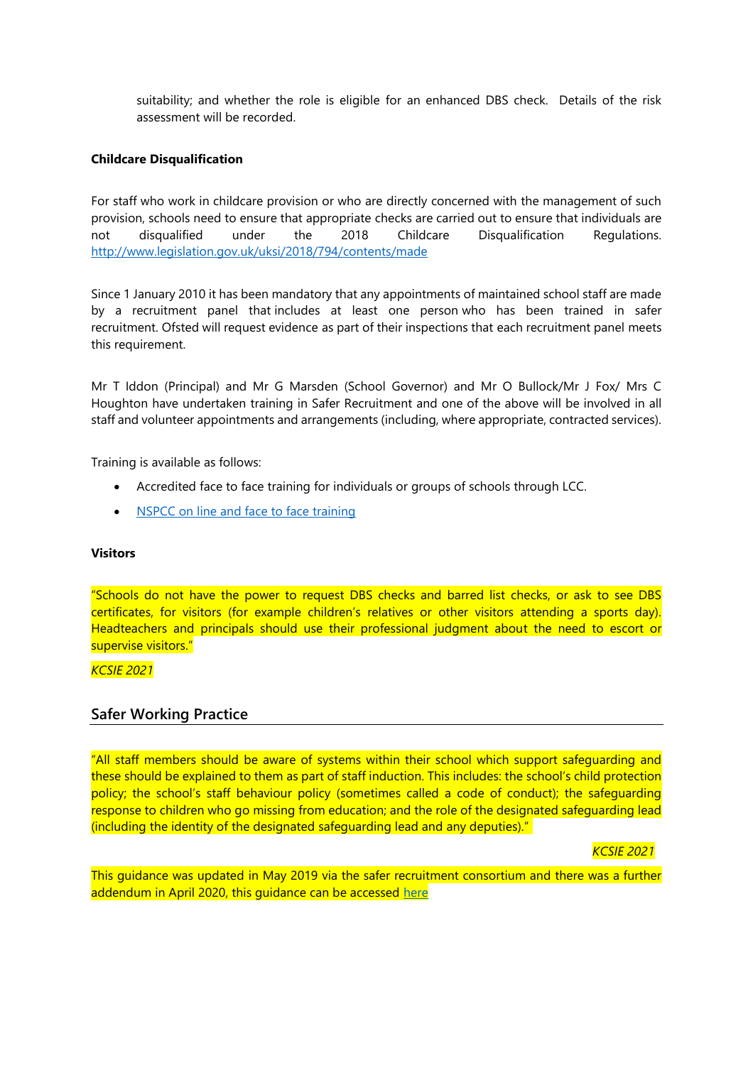suitability; and whether the role is eligible for an enhanced DBS check. Details of the risk assessment will be recorded.

**Childcare Disqualification**

For staff who work in childcare provision or who are directly concerned with the management of such provision, schools need to ensure that appropriate checks are carried out to ensure that individuals are not disqualified under the 2018 Childcare Disqualification Regulations. [http://www.legislation.gov.uk/uksi/2018/794/contents/made](http://www.legislation.gov.uk/uksi/2018/794/contents/made)

Since 1 January 2010 it has been mandatory that any appointments of maintained school staff are made by a recruitment panel that includes at least one person who has been trained in safer recruitment. Ofsted will request evidence as part of their inspections that each recruitment panel meets this requirement.

Mr T Iddon (Principal) and Mr G Marsden (School Governor) and Mr O Bullock/Mr J Fox/ Mrs C Houghton have undertaken training in Safer Recruitment and one of the above will be involved in all staff and volunteer appointments and arrangements (including, where appropriate, contracted services).

Training is available as follows:

- Accredited face to face training for individuals or groups of schools through LCC.
- NSPCC on line and face to face training

**Visitors**

"Schools do not have the power to request DBS checks and barred list checks, or ask to see DBS certificates, for visitors (for example children's relatives or other visitors attending a sports day). Headteachers and principals should use their professional judgment about the need to escort or supervise visitors."

*KCSIE 2021*

## Safer Working Practice

"All staff members should be aware of systems within their school which support safeguarding and these should be explained to them as part of staff induction. This includes: the school's child protection policy; the school's staff behaviour policy (sometimes called a code of conduct); the safeguarding response to children who go missing from education; and the role of the designated safeguarding lead (including the identity of the designated safeguarding lead and any deputies)."

*KCSIE 2021*

This guidance was updated in May 2019 via the safer recruitment consortium and there was a further addendum in April 2020, this guidance can be accessed here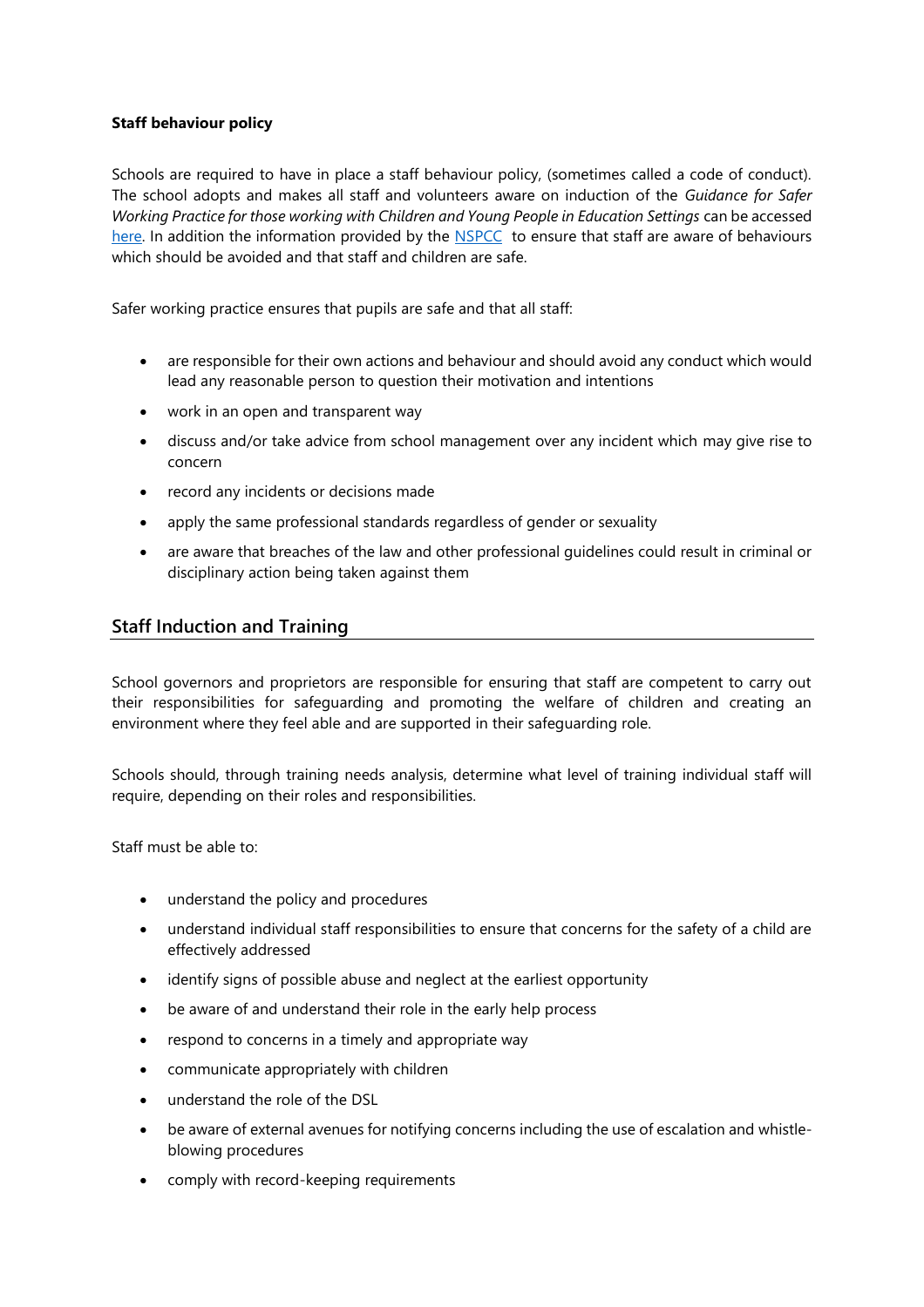**Staff behaviour policy**

Schools are required to have in place a staff behaviour policy, (sometimes called a code of conduct). The school adopts and makes all staff and volunteers aware on induction of the *Guidance for Safer Working Practice for those working with Children and Young People in Education Settings* can be accessed [here](). In addition the information provided by the [NSPCC]() to ensure that staff are aware of behaviours which should be avoided and that staff and children are safe.

Safer working practice ensures that pupils are safe and that all staff:

- are responsible for their own actions and behaviour and should avoid any conduct which would lead any reasonable person to question their motivation and intentions
- work in an open and transparent way
- discuss and/or take advice from school management over any incident which may give rise to concern
- record any incidents or decisions made
- apply the same professional standards regardless of gender or sexuality
- are aware that breaches of the law and other professional guidelines could result in criminal or disciplinary action being taken against them

## Staff Induction and Training

School governors and proprietors are responsible for ensuring that staff are competent to carry out their responsibilities for safeguarding and promoting the welfare of children and creating an environment where they feel able and are supported in their safeguarding role.

Schools should, through training needs analysis, determine what level of training individual staff will require, depending on their roles and responsibilities.

Staff must be able to:

- understand the policy and procedures
- understand individual staff responsibilities to ensure that concerns for the safety of a child are effectively addressed
- identify signs of possible abuse and neglect at the earliest opportunity
- be aware of and understand their role in the early help process
- respond to concerns in a timely and appropriate way
- communicate appropriately with children
- understand the role of the DSL
- be aware of external avenues for notifying concerns including the use of escalation and whistle-blowing procedures
- comply with record-keeping requirements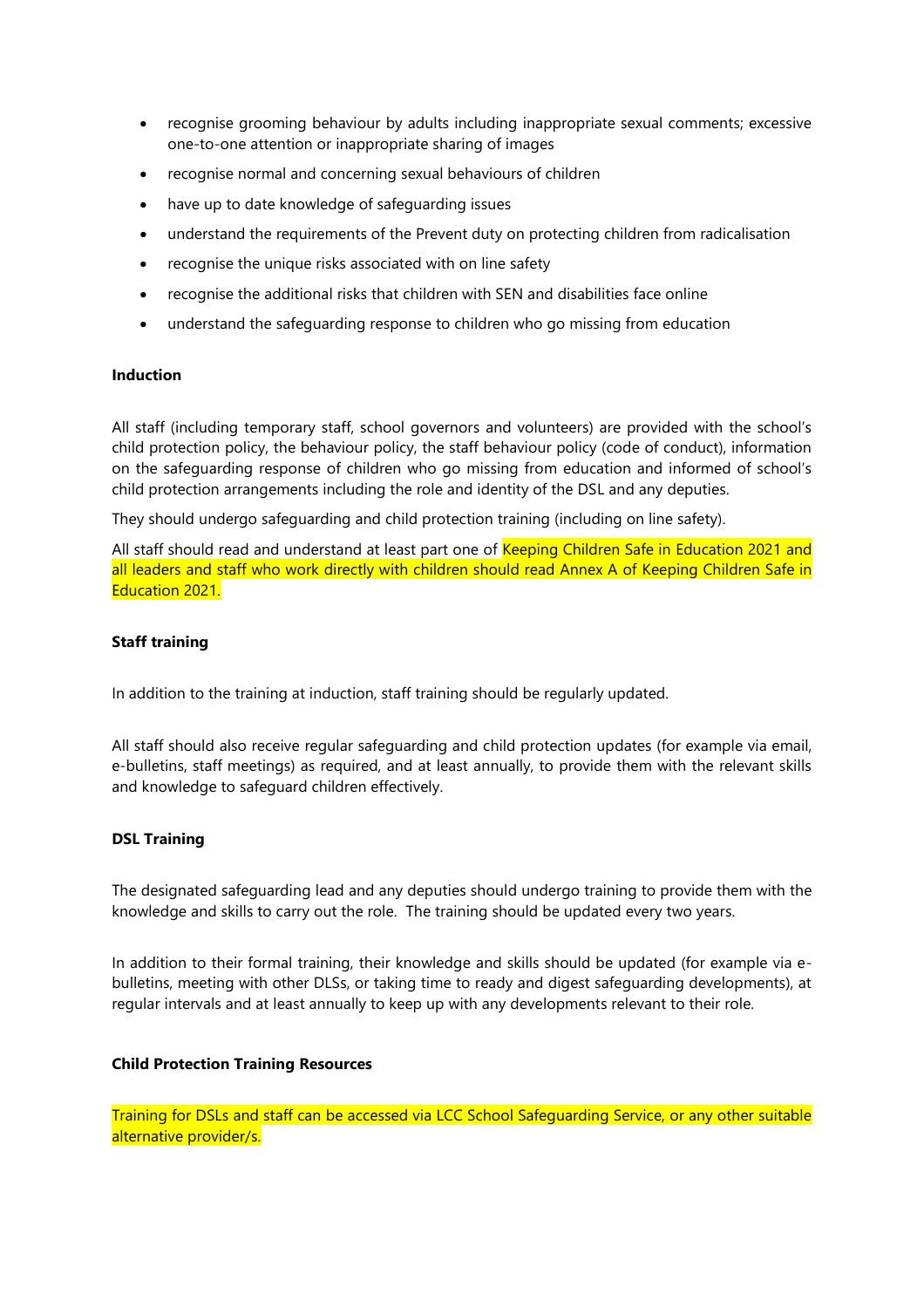- recognise grooming behaviour by adults including inappropriate sexual comments; excessive one-to-one attention or inappropriate sharing of images
- recognise normal and concerning sexual behaviours of children
- have up to date knowledge of safeguarding issues
- understand the requirements of the Prevent duty on protecting children from radicalisation
- recognise the unique risks associated with on line safety
- recognise the additional risks that children with SEN and disabilities face online
- understand the safeguarding response to children who go missing from education

**Induction**

All staff (including temporary staff, school governors and volunteers) are provided with the school's child protection policy, the behaviour policy, the staff behaviour policy (code of conduct), information on the safeguarding response of children who go missing from education and informed of school's child protection arrangements including the role and identity of the DSL and any deputies.

They should undergo safeguarding and child protection training (including on line safety).

All staff should read and understand at least part one of Keeping Children Safe in Education 2021 and all leaders and staff who work directly with children should read Annex A of Keeping Children Safe in Education 2021.

**Staff training**

In addition to the training at induction, staff training should be regularly updated.

All staff should also receive regular safeguarding and child protection updates (for example via email, e-bulletins, staff meetings) as required, and at least annually, to provide them with the relevant skills and knowledge to safeguard children effectively.

**DSL Training**

The designated safeguarding lead and any deputies should undergo training to provide them with the knowledge and skills to carry out the role. The training should be updated every two years.

In addition to their formal training, their knowledge and skills should be updated (for example via e-bulletins, meeting with other DLSs, or taking time to ready and digest safeguarding developments), at regular intervals and at least annually to keep up with any developments relevant to their role.

**Child Protection Training Resources**

Training for DSLs and staff can be accessed via LCC School Safeguarding Service, or any other suitable alternative provider/s.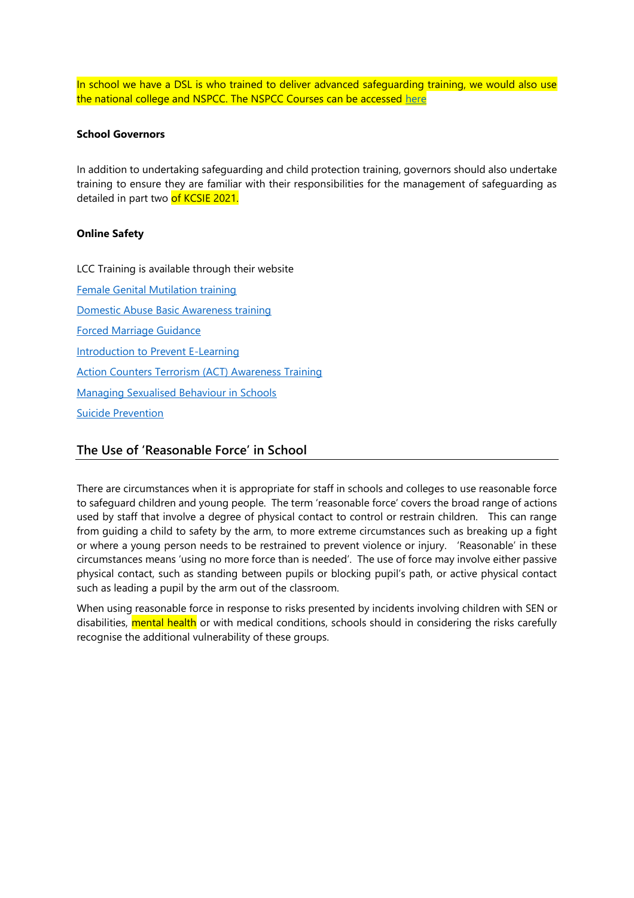In school we have a DSL is who trained to deliver advanced safeguarding training, we would also use the national college and NSPCC. The NSPCC Courses can be accessed here

**School Governors**

In addition to undertaking safeguarding and child protection training, governors should also undertake training to ensure they are familiar with their responsibilities for the management of safeguarding as detailed in part two of KCSIE 2021.

**Online Safety**

LCC Training is available through their website

Female Genital Mutilation training

Domestic Abuse Basic Awareness training

Forced Marriage Guidance

Introduction to Prevent E-Learning

Action Counters Terrorism (ACT) Awareness Training

Managing Sexualised Behaviour in Schools

Suicide Prevention

## The Use of 'Reasonable Force' in School

There are circumstances when it is appropriate for staff in schools and colleges to use reasonable force to safeguard children and young people. The term 'reasonable force' covers the broad range of actions used by staff that involve a degree of physical contact to control or restrain children. This can range from guiding a child to safety by the arm, to more extreme circumstances such as breaking up a fight or where a young person needs to be restrained to prevent violence or injury. 'Reasonable' in these circumstances means 'using no more force than is needed'. The use of force may involve either passive physical contact, such as standing between pupils or blocking pupil's path, or active physical contact such as leading a pupil by the arm out of the classroom.

When using reasonable force in response to risks presented by incidents involving children with SEN or disabilities, mental health or with medical conditions, schools should in considering the risks carefully recognise the additional vulnerability of these groups.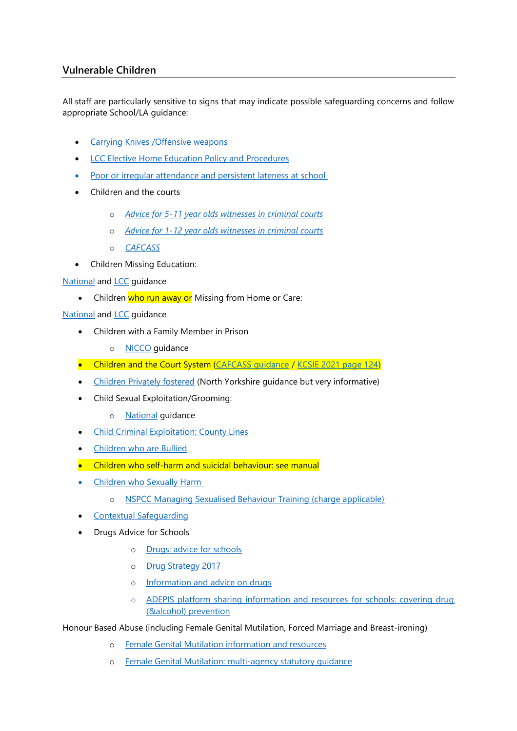## Vulnerable Children

All staff are particularly sensitive to signs that may indicate possible safeguarding concerns and follow appropriate School/LA guidance:

- Carrying Knives /Offensive weapons
- LCC Elective Home Education Policy and Procedures
- Poor or irregular attendance and persistent lateness at school
- Children and the courts
  - *Advice for 5-11 year olds witnesses in criminal courts*
  - *Advice for 1-12 year olds witnesses in criminal courts*
  - *CAFCASS*
- Children Missing Education:

National and LCC guidance

- Children who run away or Missing from Home or Care:

National and LCC guidance

- Children with a Family Member in Prison
  - NICCO guidance
- Children and the Court System (CAFCASS guidance / KCSIE 2021 page 124)
- Children Privately fostered (North Yorkshire guidance but very informative)
- Child Sexual Exploitation/Grooming:
  - National guidance
- Child Criminal Exploitation: County Lines
- Children who are Bullied
- Children who self-harm and suicidal behaviour: see manual
- Children who Sexually Harm
  - NSPCC Managing Sexualised Behaviour Training (charge applicable)
- Contextual Safeguarding
- Drugs Advice for Schools
  - Drugs: advice for schools
  - Drug Strategy 2017
  - Information and advice on drugs
  - ADEPIS platform sharing information and resources for schools: covering drug (&alcohol) prevention

Honour Based Abuse (including Female Genital Mutilation, Forced Marriage and Breast-ironing)

- Female Genital Mutilation information and resources
- Female Genital Mutilation: multi-agency statutory guidance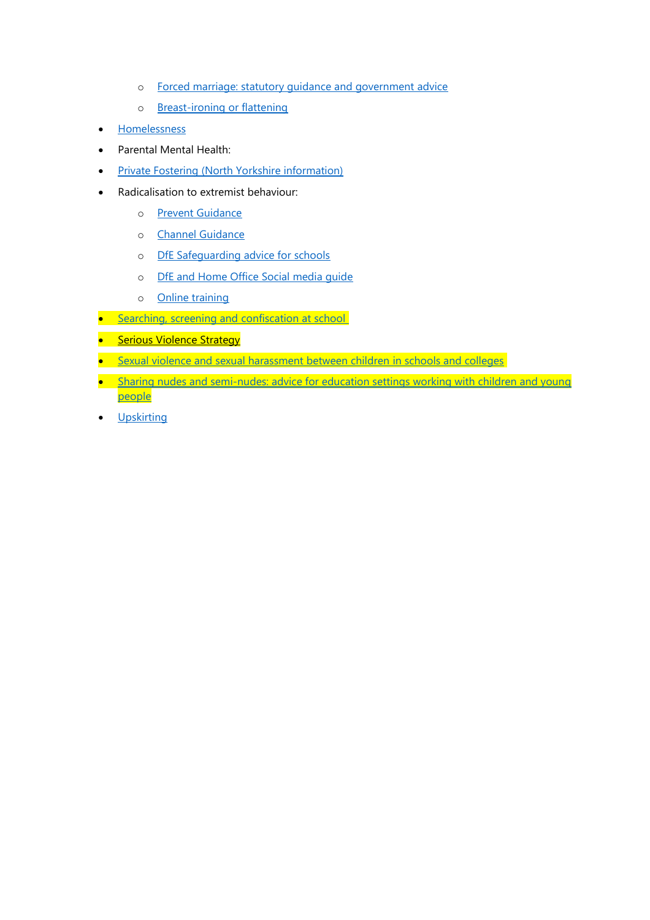- Forced marriage: statutory guidance and government advice
    - Breast-ironing or flattening
- Homelessness
- Parental Mental Health:
- Private Fostering (North Yorkshire information)
- Radicalisation to extremist behaviour:
    - Prevent Guidance
    - Channel Guidance
    - DfE Safeguarding advice for schools
    - DfE and Home Office Social media guide
    - Online training
- Searching, screening and confiscation at school
- Serious Violence Strategy
- Sexual violence and sexual harassment between children in schools and colleges
- Sharing nudes and semi-nudes: advice for education settings working with children and young people
- Upskirting